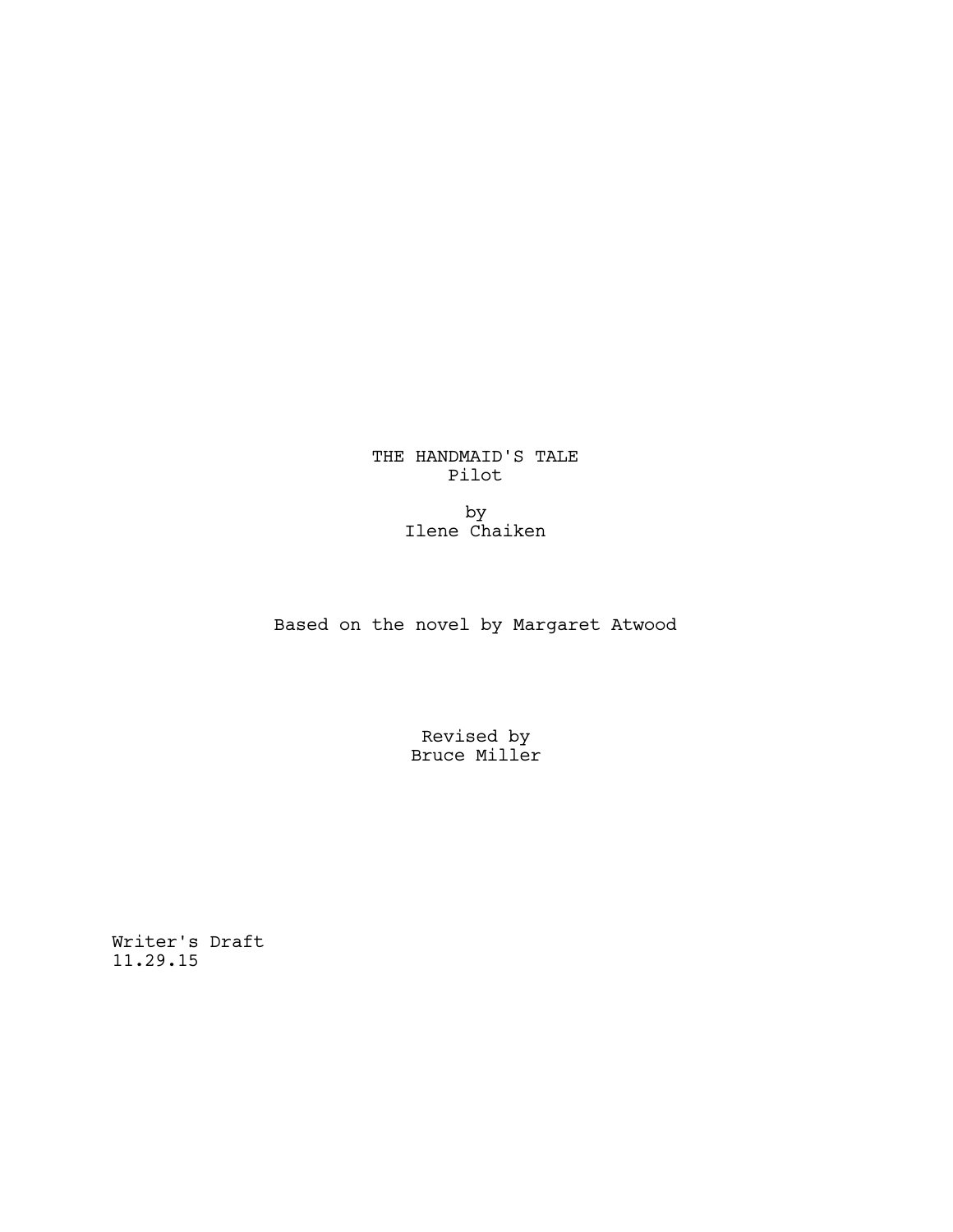# THE HANDMAID'S TALE
Pilot

by
Ilene Chaiken

Based on the novel by Margaret Atwood

Revised by
Bruce Miller

Writer's Draft
11.29.15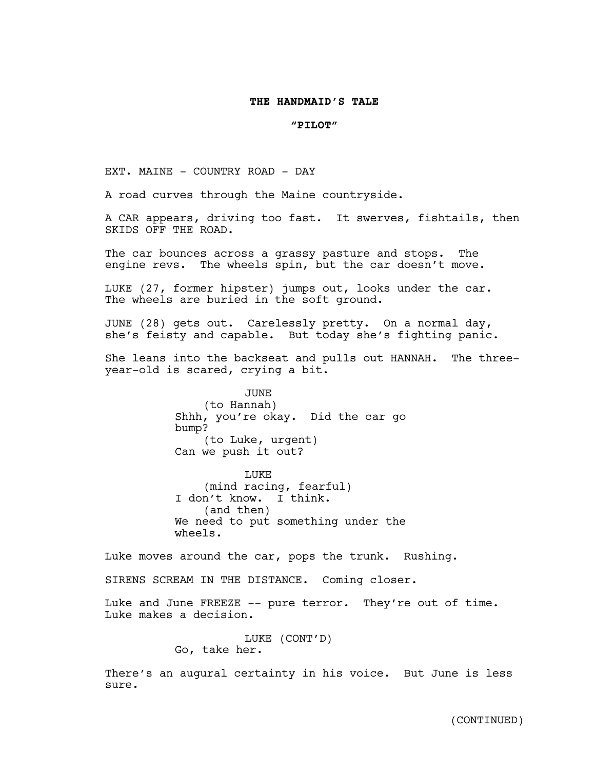**THE HANDMAID'S TALE**

**"PILOT"**

EXT. MAINE - COUNTRY ROAD - DAY

A road curves through the Maine countryside.

A CAR appears, driving too fast. It swerves, fishtails, then SKIDS OFF THE ROAD.

The car bounces across a grassy pasture and stops. The engine revs. The wheels spin, but the car doesn't move.

LUKE (27, former hipster) jumps out, looks under the car. The wheels are buried in the soft ground.

JUNE (28) gets out. Carelessly pretty. On a normal day, she's feisty and capable. But today she's fighting panic.

She leans into the backseat and pulls out HANNAH. The three-year-old is scared, crying a bit.

JUNE
(to Hannah)
Shhh, you're okay. Did the car go bump?
(to Luke, urgent)
Can we push it out?

LUKE
(mind racing, fearful)
I don't know. I think.
(and then)
We need to put something under the wheels.

Luke moves around the car, pops the trunk. Rushing.

SIRENS SCREAM IN THE DISTANCE. Coming closer.

Luke and June FREEZE -- pure terror. They're out of time. Luke makes a decision.

LUKE (CONT'D)
Go, take her.

There's an augural certainty in his voice. But June is less sure.

(CONTINUED)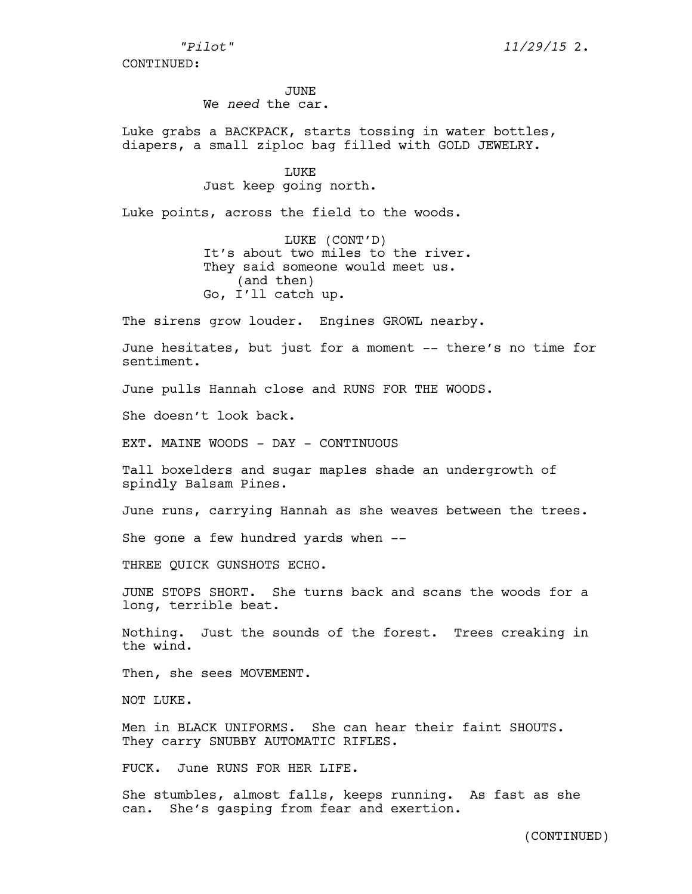CONTINUED:

JUNE
We *need* the car.

Luke grabs a BACKPACK, starts tossing in water bottles, diapers, a small ziploc bag filled with GOLD JEWELRY.

LUKE
Just keep going north.

Luke points, across the field to the woods.

LUKE (CONT'D)
It's about two miles to the river. They said someone would meet us.
(and then)
Go, I'll catch up.

The sirens grow louder. Engines GROWL nearby.

June hesitates, but just for a moment -- there's no time for sentiment.

June pulls Hannah close and RUNS FOR THE WOODS.

She doesn't look back.

EXT. MAINE WOODS - DAY - CONTINUOUS

Tall boxelders and sugar maples shade an undergrowth of spindly Balsam Pines.

June runs, carrying Hannah as she weaves between the trees.

She gone a few hundred yards when --

THREE QUICK GUNSHOTS ECHO.

JUNE STOPS SHORT. She turns back and scans the woods for a long, terrible beat.

Nothing. Just the sounds of the forest. Trees creaking in the wind.

Then, she sees MOVEMENT.

NOT LUKE.

Men in BLACK UNIFORMS. She can hear their faint SHOUTS. They carry SNUBBY AUTOMATIC RIFLES.

FUCK. June RUNS FOR HER LIFE.

She stumbles, almost falls, keeps running. As fast as she can. She's gasping from fear and exertion.

(CONTINUED)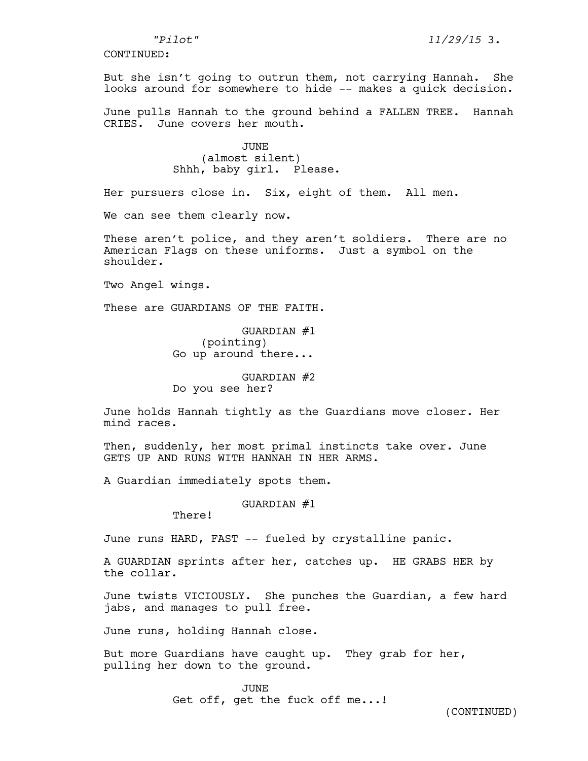CONTINUED:

But she isn't going to outrun them, not carrying Hannah. She looks around for somewhere to hide -- makes a quick decision.

June pulls Hannah to the ground behind a FALLEN TREE. Hannah CRIES. June covers her mouth.

JUNE
(almost silent)
Shhh, baby girl. Please.

Her pursuers close in. Six, eight of them. All men.

We can see them clearly now.

These aren't police, and they aren't soldiers. There are no American Flags on these uniforms. Just a symbol on the shoulder.

Two Angel wings.

These are GUARDIANS OF THE FAITH.

GUARDIAN #1
(pointing)
Go up around there...

GUARDIAN #2
Do you see her?

June holds Hannah tightly as the Guardians move closer. Her mind races.

Then, suddenly, her most primal instincts take over. June GETS UP AND RUNS WITH HANNAH IN HER ARMS.

A Guardian immediately spots them.

GUARDIAN #1
There!

June runs HARD, FAST -- fueled by crystalline panic.

A GUARDIAN sprints after her, catches up. HE GRABS HER by the collar.

June twists VICIOUSLY. She punches the Guardian, a few hard jabs, and manages to pull free.

June runs, holding Hannah close.

But more Guardians have caught up. They grab for her, pulling her down to the ground.

JUNE
Get off, get the fuck off me...!

(CONTINUED)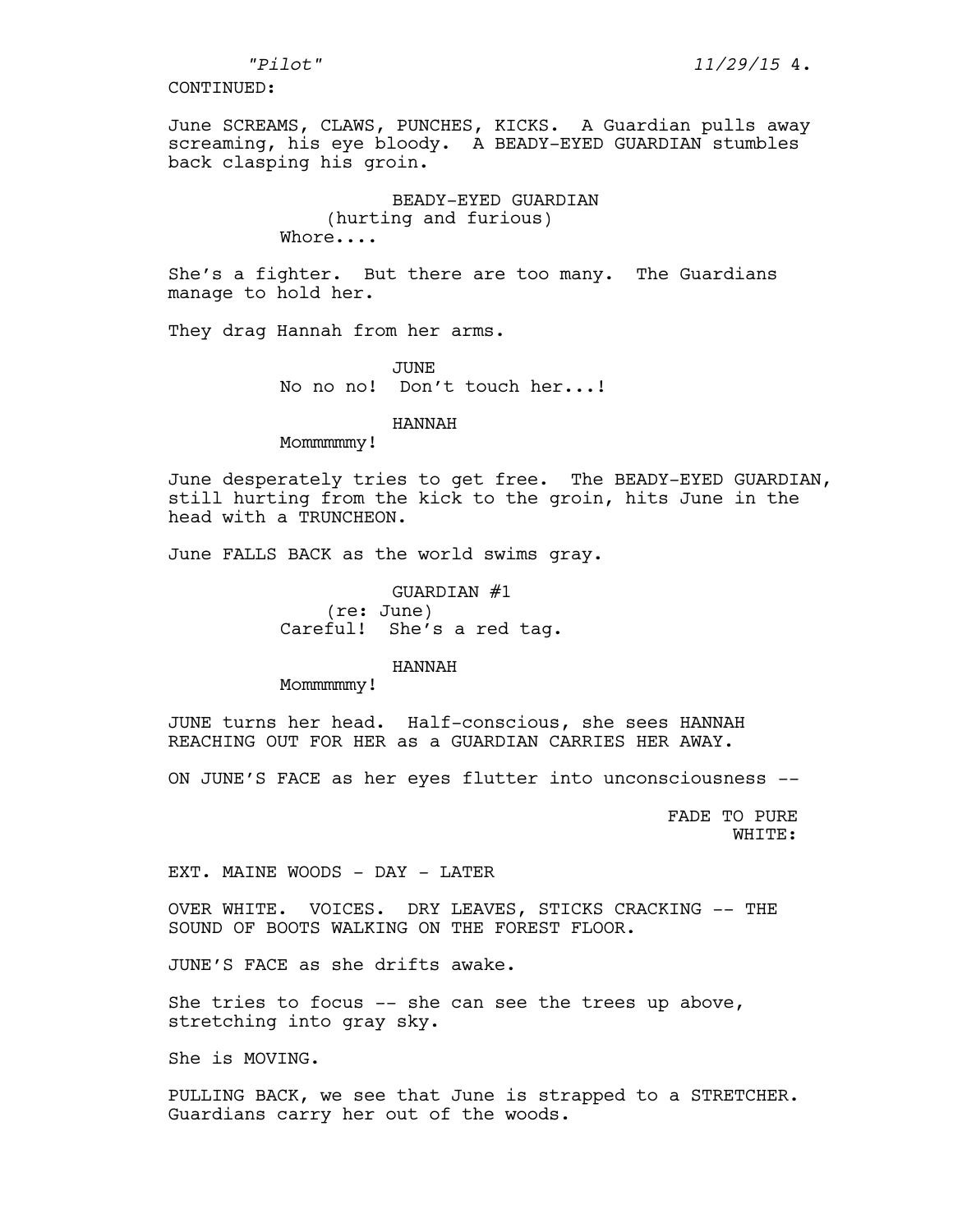CONTINUED:

June SCREAMS, CLAWS, PUNCHES, KICKS. A Guardian pulls away screaming, his eye bloody. A BEADY-EYED GUARDIAN stumbles back clasping his groin.

BEADY-EYED GUARDIAN
(hurting and furious)
Whore....

She's a fighter. But there are too many. The Guardians manage to hold her.

They drag Hannah from her arms.

JUNE
No no no! Don't touch her...!

HANNAH
Mommmmmy!

June desperately tries to get free. The BEADY-EYED GUARDIAN, still hurting from the kick to the groin, hits June in the head with a TRUNCHEON.

June FALLS BACK as the world swims gray.

GUARDIAN #1
(re: June)
Careful! She's a red tag.

HANNAH
Mommmmmy!

JUNE turns her head. Half-conscious, she sees HANNAH REACHING OUT FOR HER as a GUARDIAN CARRIES HER AWAY.

ON JUNE'S FACE as her eyes flutter into unconsciousness --

FADE TO PURE WHITE:

EXT. MAINE WOODS - DAY - LATER

OVER WHITE. VOICES. DRY LEAVES, STICKS CRACKING -- THE SOUND OF BOOTS WALKING ON THE FOREST FLOOR.

JUNE'S FACE as she drifts awake.

She tries to focus -- she can see the trees up above, stretching into gray sky.

She is MOVING.

PULLING BACK, we see that June is strapped to a STRETCHER. Guardians carry her out of the woods.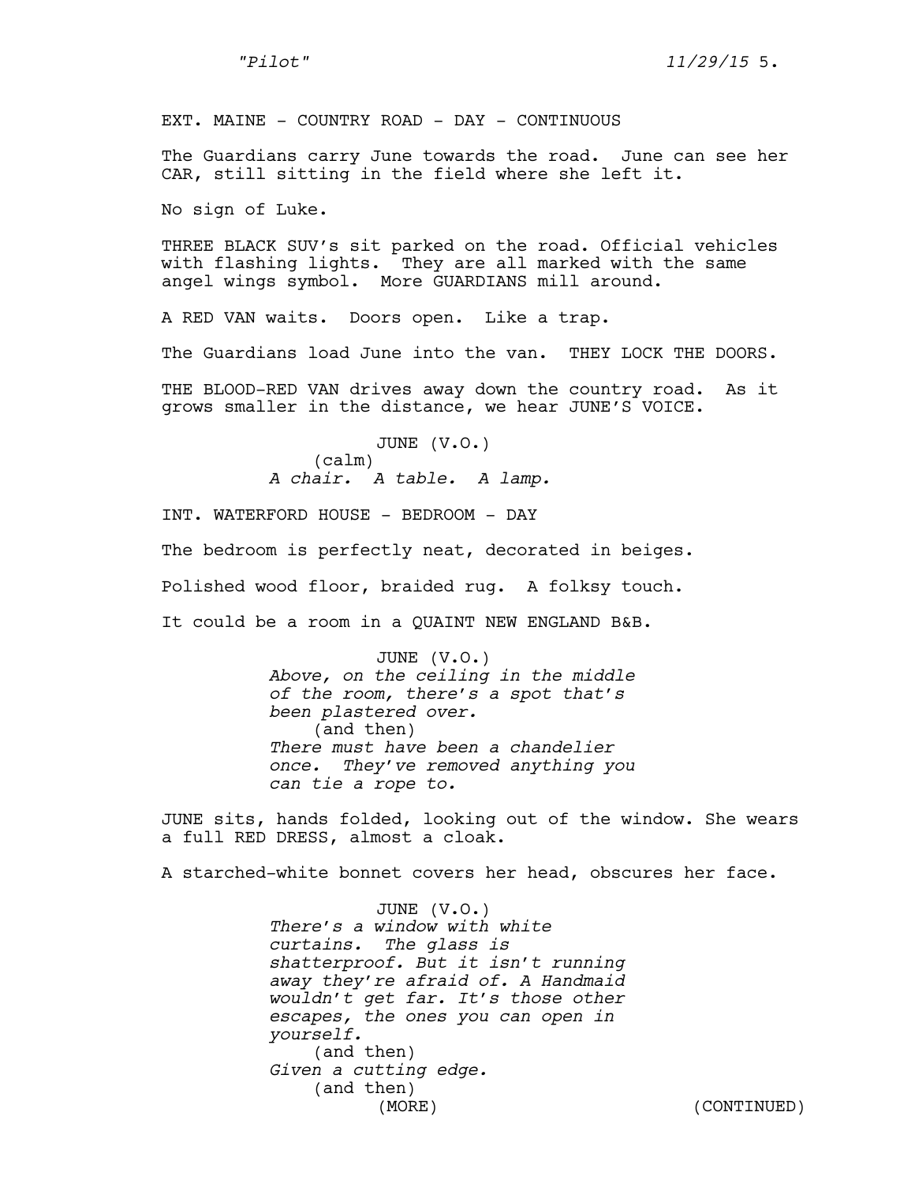EXT. MAINE - COUNTRY ROAD - DAY - CONTINUOUS

The Guardians carry June towards the road. June can see her CAR, still sitting in the field where she left it.

No sign of Luke.

THREE BLACK SUV's sit parked on the road. Official vehicles with flashing lights. They are all marked with the same angel wings symbol. More GUARDIANS mill around.

A RED VAN waits. Doors open. Like a trap.

The Guardians load June into the van. THEY LOCK THE DOORS.

THE BLOOD-RED VAN drives away down the country road. As it grows smaller in the distance, we hear JUNE'S VOICE.

JUNE (V.O.)
(calm)
*A chair. A table. A lamp.*

INT. WATERFORD HOUSE - BEDROOM - DAY

The bedroom is perfectly neat, decorated in beiges.

Polished wood floor, braided rug. A folksy touch.

It could be a room in a QUAINT NEW ENGLAND B&B.

JUNE (V.O.)
*Above, on the ceiling in the middle of the room, there's a spot that's been plastered over.*
(and then)
*There must have been a chandelier once. They've removed anything you can tie a rope to.*

JUNE sits, hands folded, looking out of the window. She wears a full RED DRESS, almost a cloak.

A starched-white bonnet covers her head, obscures her face.

JUNE (V.O.)
*There's a window with white curtains. The glass is shatterproof. But it isn't running away they're afraid of. A Handmaid wouldn't get far. It's those other escapes, the ones you can open in yourself.*
(and then)
*Given a cutting edge.*
(and then)
(MORE)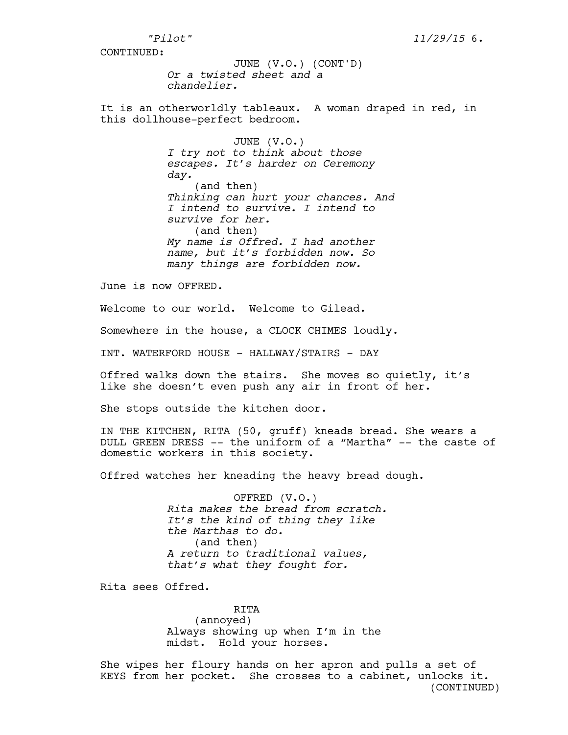CONTINUED:

JUNE (V.O.) (CONT'D)
*Or a twisted sheet and a chandelier.*

It is an otherworldly tableaux. A woman draped in red, in this dollhouse-perfect bedroom.

JUNE (V.O.)
*I try not to think about those escapes. It's harder on Ceremony day.*
(and then)
*Thinking can hurt your chances. And I intend to survive. I intend to survive for her.*
(and then)
*My name is Offred. I had another name, but it's forbidden now. So many things are forbidden now.*

June is now OFFRED.

Welcome to our world. Welcome to Gilead.

Somewhere in the house, a CLOCK CHIMES loudly.

INT. WATERFORD HOUSE - HALLWAY/STAIRS - DAY

Offred walks down the stairs. She moves so quietly, it's like she doesn't even push any air in front of her.

She stops outside the kitchen door.

IN THE KITCHEN, RITA (50, gruff) kneads bread. She wears a DULL GREEN DRESS -- the uniform of a "Martha" -- the caste of domestic workers in this society.

Offred watches her kneading the heavy bread dough.

OFFRED (V.O.)
*Rita makes the bread from scratch. It's the kind of thing they like the Marthas to do.*
(and then)
*A return to traditional values, that's what they fought for.*

Rita sees Offred.

RITA
(annoyed)
Always showing up when I'm in the midst. Hold your horses.

She wipes her floury hands on her apron and pulls a set of KEYS from her pocket. She crosses to a cabinet, unlocks it.

(CONTINUED)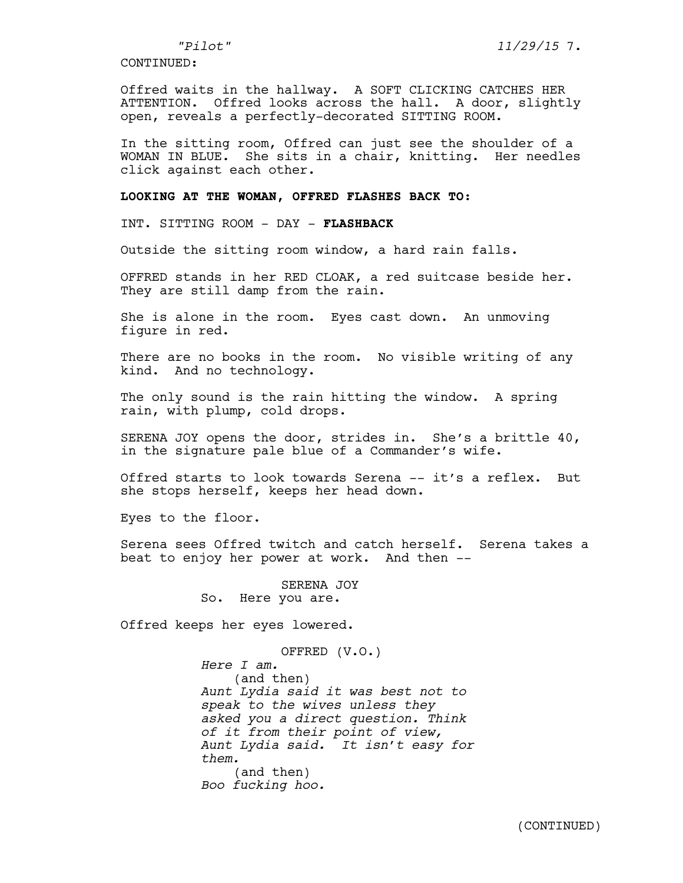CONTINUED:

Offred waits in the hallway. A SOFT CLICKING CATCHES HER ATTENTION. Offred looks across the hall. A door, slightly open, reveals a perfectly-decorated SITTING ROOM.

In the sitting room, Offred can just see the shoulder of a WOMAN IN BLUE. She sits in a chair, knitting. Her needles click against each other.

**LOOKING AT THE WOMAN, OFFRED FLASHES BACK TO:**

INT. SITTING ROOM - DAY - **FLASHBACK**

Outside the sitting room window, a hard rain falls.

OFFRED stands in her RED CLOAK, a red suitcase beside her. They are still damp from the rain.

She is alone in the room. Eyes cast down. An unmoving figure in red.

There are no books in the room. No visible writing of any kind. And no technology.

The only sound is the rain hitting the window. A spring rain, with plump, cold drops.

SERENA JOY opens the door, strides in. She's a brittle 40, in the signature pale blue of a Commander's wife.

Offred starts to look towards Serena -- it's a reflex. But she stops herself, keeps her head down.

Eyes to the floor.

Serena sees Offred twitch and catch herself. Serena takes a beat to enjoy her power at work. And then --

SERENA JOY
So. Here you are.

Offred keeps her eyes lowered.

OFFRED (V.O.)
*Here I am.*
(and then)
*Aunt Lydia said it was best not to speak to the wives unless they asked you a direct question. Think of it from their point of view, Aunt Lydia said. It isn't easy for them.*
(and then)
*Boo fucking hoo.*

(CONTINUED)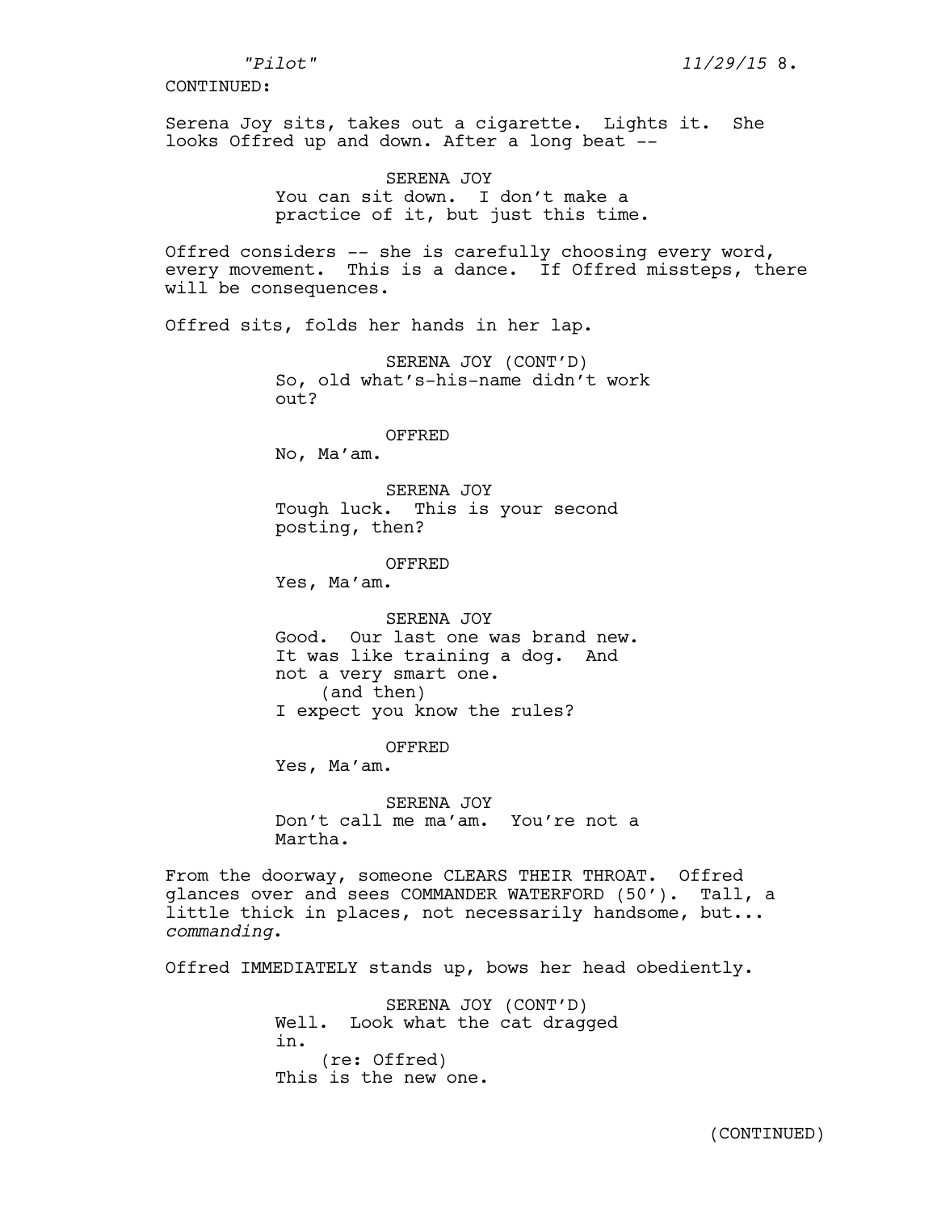CONTINUED:

Serena Joy sits, takes out a cigarette. Lights it. She looks Offred up and down. After a long beat --

SERENA JOY
You can sit down. I don't make a practice of it, but just this time.

Offred considers -- she is carefully choosing every word, every movement. This is a dance. If Offred missteps, there will be consequences.

Offred sits, folds her hands in her lap.

SERENA JOY (CONT'D)
So, old what's-his-name didn't work out?

OFFRED
No, Ma'am.

SERENA JOY
Tough luck. This is your second posting, then?

OFFRED
Yes, Ma'am.

SERENA JOY
Good. Our last one was brand new. It was like training a dog. And not a very smart one.
(and then)
I expect you know the rules?

OFFRED
Yes, Ma'am.

SERENA JOY
Don't call me ma'am. You're not a Martha.

From the doorway, someone CLEARS THEIR THROAT. Offred glances over and sees COMMANDER WATERFORD (50'). Tall, a little thick in places, not necessarily handsome, but... *commanding*.

Offred IMMEDIATELY stands up, bows her head obediently.

SERENA JOY (CONT'D)
Well. Look what the cat dragged in.
(re: Offred)
This is the new one.

(CONTINUED)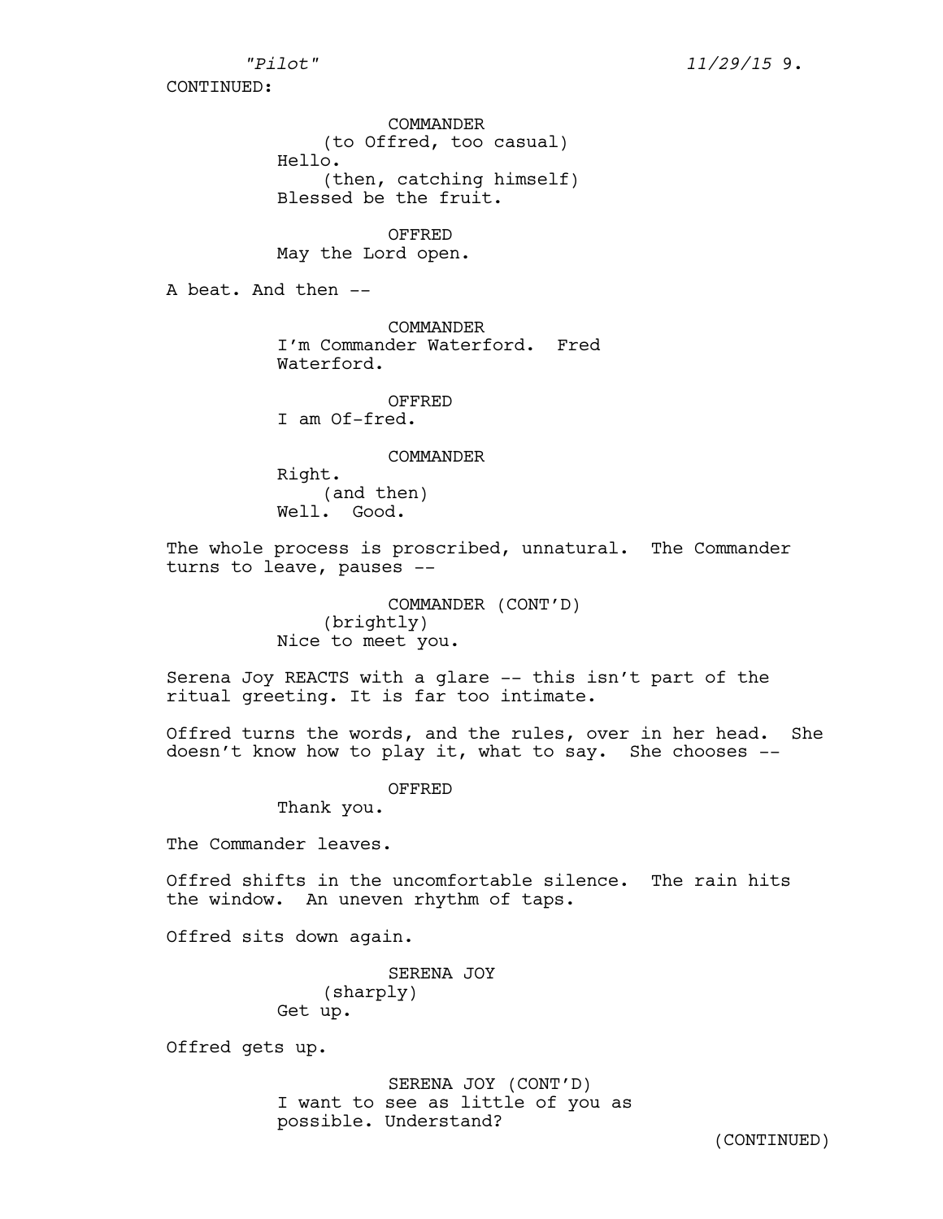CONTINUED:

COMMANDER
(to Offred, too casual)
Hello.
(then, catching himself)
Blessed be the fruit.

OFFRED
May the Lord open.

A beat. And then --

COMMANDER
I'm Commander Waterford. Fred Waterford.

OFFRED
I am Of-fred.

COMMANDER
Right.
(and then)
Well. Good.

The whole process is proscribed, unnatural. The Commander turns to leave, pauses --

COMMANDER (CONT'D)
(brightly)
Nice to meet you.

Serena Joy REACTS with a glare -- this isn't part of the ritual greeting. It is far too intimate.

Offred turns the words, and the rules, over in her head. She doesn't know how to play it, what to say. She chooses --

OFFRED
Thank you.

The Commander leaves.

Offred shifts in the uncomfortable silence. The rain hits the window. An uneven rhythm of taps.

Offred sits down again.

SERENA JOY
(sharply)
Get up.

Offred gets up.

SERENA JOY (CONT'D)
I want to see as little of you as possible. Understand?

(CONTINUED)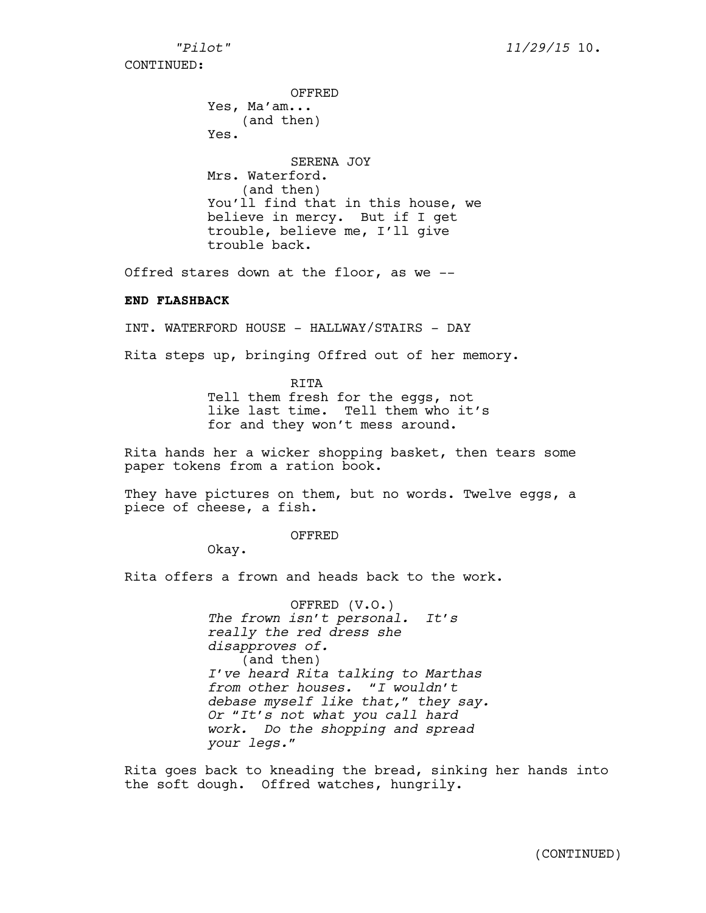CONTINUED:

OFFRED
Yes, Ma'am...
(and then)
Yes.

SERENA JOY
Mrs. Waterford.
(and then)
You'll find that in this house, we believe in mercy. But if I get trouble, believe me, I'll give trouble back.

Offred stares down at the floor, as we --

**END FLASHBACK**

INT. WATERFORD HOUSE - HALLWAY/STAIRS - DAY

Rita steps up, bringing Offred out of her memory.

RITA
Tell them fresh for the eggs, not like last time. Tell them who it's for and they won't mess around.

Rita hands her a wicker shopping basket, then tears some paper tokens from a ration book.

They have pictures on them, but no words. Twelve eggs, a piece of cheese, a fish.

OFFRED
Okay.

Rita offers a frown and heads back to the work.

OFFRED (V.O.)
*The frown isn't personal. It's really the red dress she disapproves of.*
(and then)
*I've heard Rita talking to Marthas from other houses. "I wouldn't debase myself like that," they say. Or "It's not what you call hard work. Do the shopping and spread your legs."*

Rita goes back to kneading the bread, sinking her hands into the soft dough. Offred watches, hungrily.

(CONTINUED)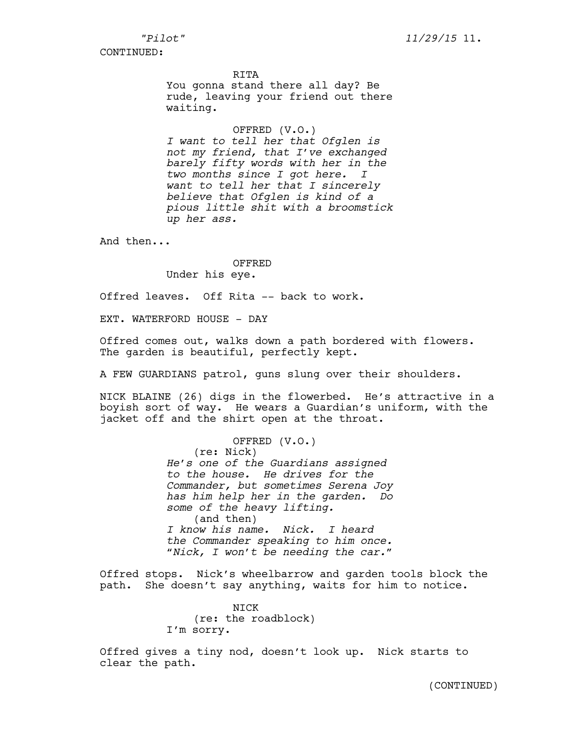CONTINUED:

RITA
You gonna stand there all day? Be rude, leaving your friend out there waiting.

OFFRED (V.O.)
*I want to tell her that Ofglen is not my friend, that I've exchanged barely fifty words with her in the two months since I got here. I want to tell her that I sincerely believe that Ofglen is kind of a pious little shit with a broomstick up her ass.*

And then...

OFFRED
Under his eye.

Offred leaves. Off Rita -- back to work.

EXT. WATERFORD HOUSE - DAY

Offred comes out, walks down a path bordered with flowers. The garden is beautiful, perfectly kept.

A FEW GUARDIANS patrol, guns slung over their shoulders.

NICK BLAINE (26) digs in the flowerbed. He's attractive in a boyish sort of way. He wears a Guardian's uniform, with the jacket off and the shirt open at the throat.

OFFRED (V.O.)
(re: Nick)
*He's one of the Guardians assigned to the house. He drives for the Commander, but sometimes Serena Joy has him help her in the garden. Do some of the heavy lifting.*
(and then)
*I know his name. Nick. I heard the Commander speaking to him once. "Nick, I won't be needing the car."*

Offred stops. Nick's wheelbarrow and garden tools block the path. She doesn't say anything, waits for him to notice.

NICK
(re: the roadblock)
I'm sorry.

Offred gives a tiny nod, doesn't look up. Nick starts to clear the path.

(CONTINUED)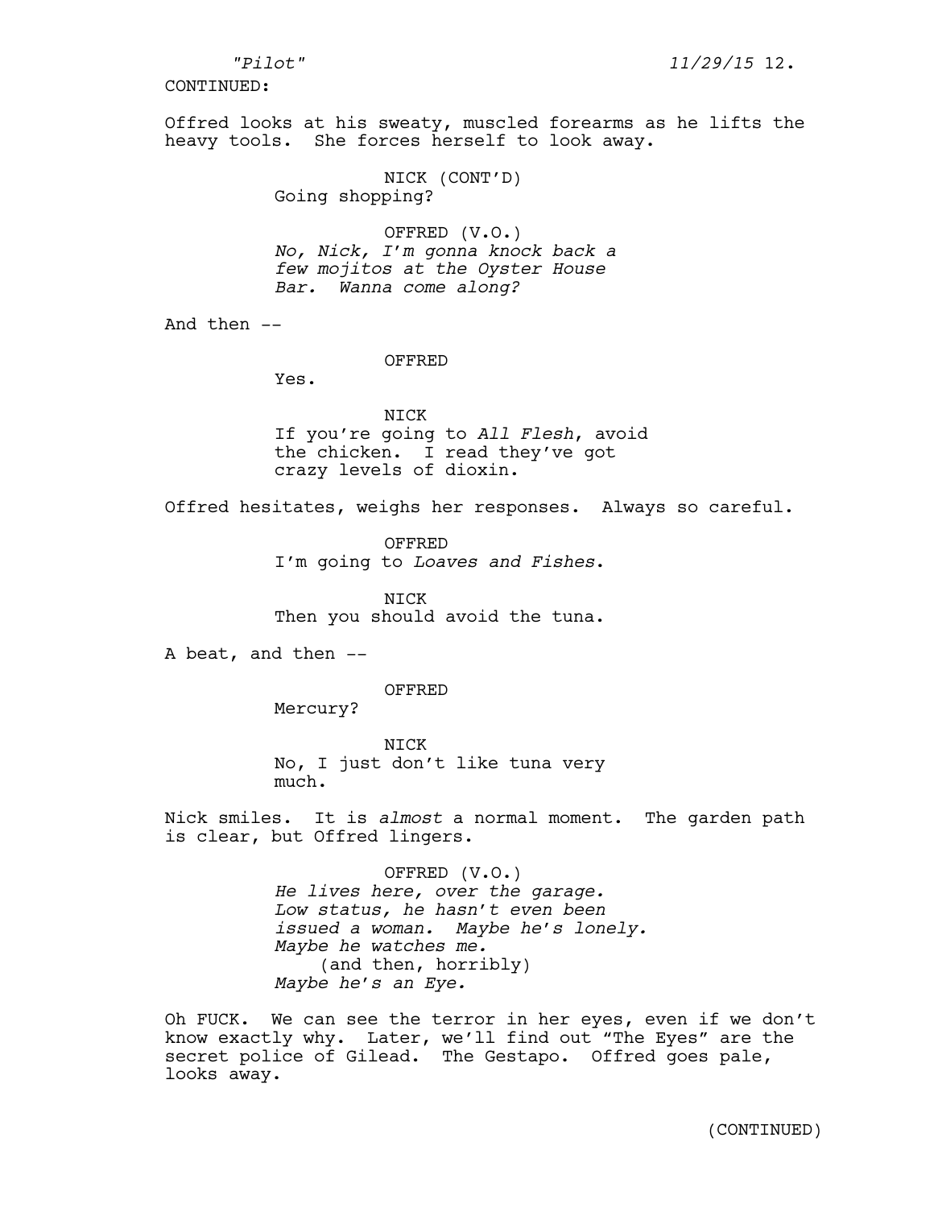CONTINUED:

Offred looks at his sweaty, muscled forearms as he lifts the heavy tools. She forces herself to look away.

NICK (CONT'D)
Going shopping?

OFFRED (V.O.)
*No, Nick, I'm gonna knock back a few mojitos at the Oyster House Bar. Wanna come along?*

And then --

OFFRED
Yes.

NICK
If you're going to *All Flesh*, avoid the chicken. I read they've got crazy levels of dioxin.

Offred hesitates, weighs her responses. Always so careful.

OFFRED
I'm going to *Loaves and Fishes*.

NICK
Then you should avoid the tuna.

A beat, and then --

OFFRED
Mercury?

NICK
No, I just don't like tuna very much.

Nick smiles. It is *almost* a normal moment. The garden path is clear, but Offred lingers.

OFFRED (V.O.)
*He lives here, over the garage. Low status, he hasn't even been issued a woman. Maybe he's lonely. Maybe he watches me.*
(and then, horribly)
*Maybe he's an Eye.*

Oh FUCK. We can see the terror in her eyes, even if we don't know exactly why. Later, we'll find out "The Eyes" are the secret police of Gilead. The Gestapo. Offred goes pale, looks away.

(CONTINUED)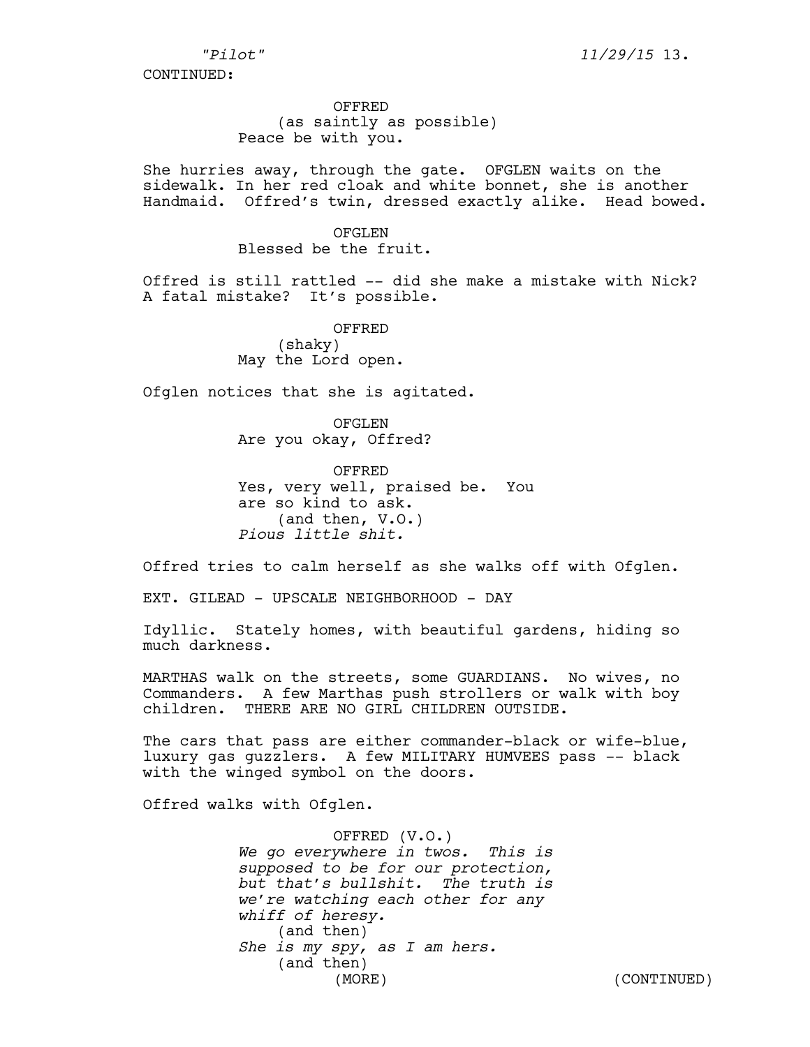CONTINUED:

OFFRED
(as saintly as possible)
Peace be with you.

She hurries away, through the gate. OFGLEN waits on the sidewalk. In her red cloak and white bonnet, she is another Handmaid. Offred's twin, dressed exactly alike. Head bowed.

OFGLEN
Blessed be the fruit.

Offred is still rattled -- did she make a mistake with Nick? A fatal mistake? It's possible.

OFFRED
(shaky)
May the Lord open.

Ofglen notices that she is agitated.

OFGLEN
Are you okay, Offred?

OFFRED
Yes, very well, praised be. You are so kind to ask.
(and then, V.O.)
*Pious little shit.*

Offred tries to calm herself as she walks off with Ofglen.

EXT. GILEAD - UPSCALE NEIGHBORHOOD - DAY

Idyllic. Stately homes, with beautiful gardens, hiding so much darkness.

MARTHAS walk on the streets, some GUARDIANS. No wives, no Commanders. A few Marthas push strollers or walk with boy children. THERE ARE NO GIRL CHILDREN OUTSIDE.

The cars that pass are either commander-black or wife-blue, luxury gas guzzlers. A few MILITARY HUMVEES pass -- black with the winged symbol on the doors.

Offred walks with Ofglen.

OFFRED (V.O.)
*We go everywhere in twos. This is supposed to be for our protection, but that's bullshit. The truth is we're watching each other for any whiff of heresy.*
(and then)
*She is my spy, as I am hers.*
(and then)
(MORE)

(CONTINUED)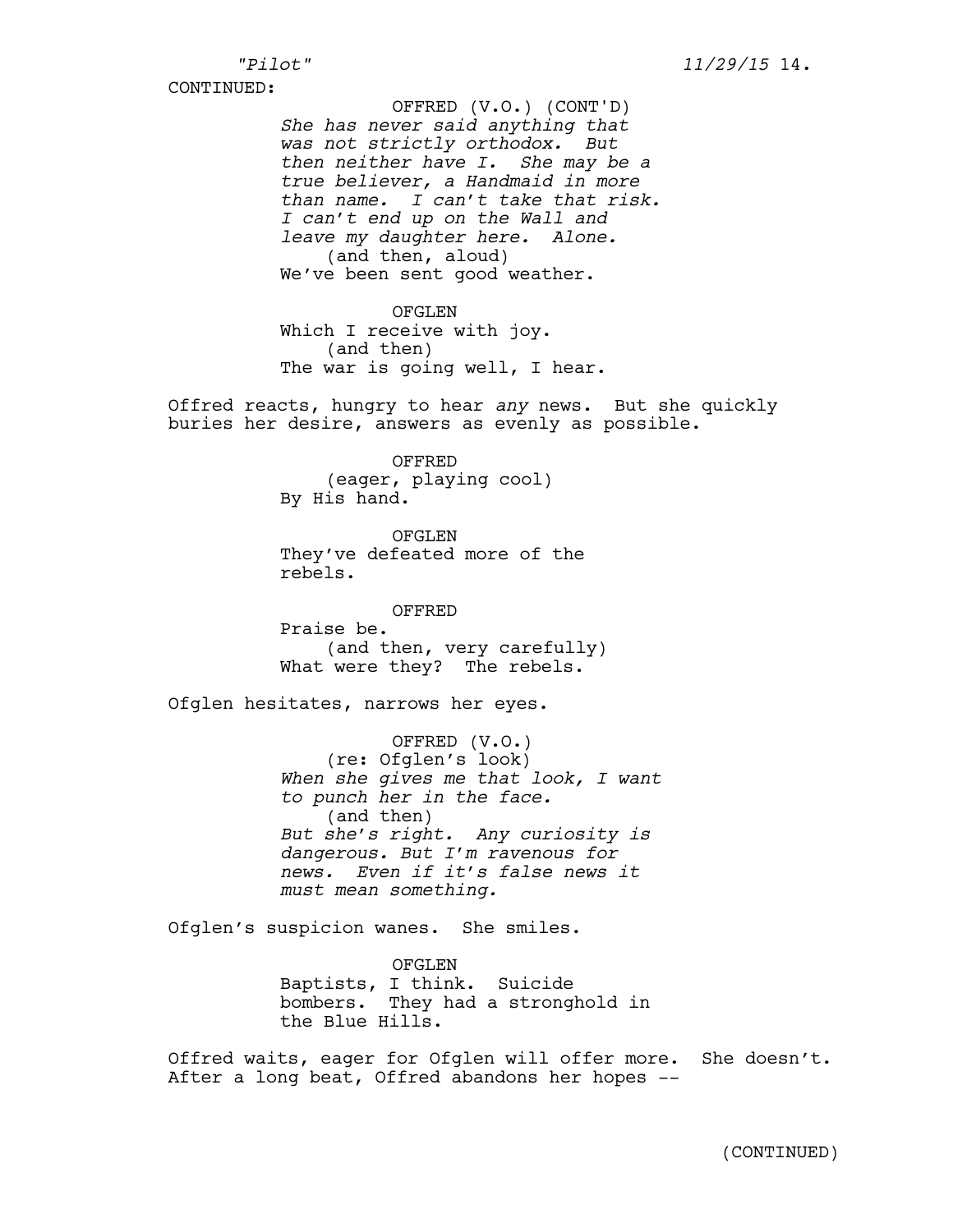CONTINUED:

OFFRED (V.O.) (CONT'D)
*She has never said anything that was not strictly orthodox. But then neither have I. She may be a true believer, a Handmaid in more than name. I can't take that risk. I can't end up on the Wall and leave my daughter here. Alone.*
(and then, aloud)
We've been sent good weather.

OFGLEN
Which I receive with joy.
(and then)
The war is going well, I hear.

Offred reacts, hungry to hear *any* news. But she quickly buries her desire, answers as evenly as possible.

OFFRED
(eager, playing cool)
By His hand.

OFGLEN
They've defeated more of the rebels.

OFFRED
Praise be.
(and then, very carefully)
What were they? The rebels.

Ofglen hesitates, narrows her eyes.

OFFRED (V.O.)
(re: Ofglen's look)
*When she gives me that look, I want to punch her in the face.*
(and then)
*But she's right. Any curiosity is dangerous. But I'm ravenous for news. Even if it's false news it must mean something.*

Ofglen's suspicion wanes. She smiles.

OFGLEN
Baptists, I think. Suicide bombers. They had a stronghold in the Blue Hills.

Offred waits, eager for Ofglen will offer more. She doesn't. After a long beat, Offred abandons her hopes --

(CONTINUED)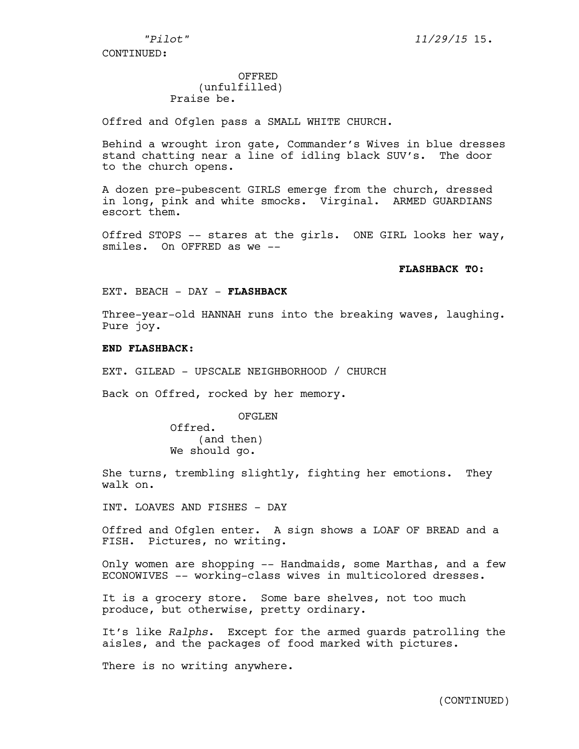CONTINUED:

OFFRED
(unfulfilled)
Praise be.

Offred and Ofglen pass a SMALL WHITE CHURCH.

Behind a wrought iron gate, Commander's Wives in blue dresses stand chatting near a line of idling black SUV's. The door to the church opens.

A dozen pre-pubescent GIRLS emerge from the church, dressed in long, pink and white smocks. Virginal. ARMED GUARDIANS escort them.

Offred STOPS -- stares at the girls. ONE GIRL looks her way, smiles. On OFFRED as we --

**FLASHBACK TO:**

EXT. BEACH - DAY - **FLASHBACK**

Three-year-old HANNAH runs into the breaking waves, laughing. Pure joy.

**END FLASHBACK:**

EXT. GILEAD - UPSCALE NEIGHBORHOOD / CHURCH

Back on Offred, rocked by her memory.

OFGLEN
Offred.
(and then)
We should go.

She turns, trembling slightly, fighting her emotions. They walk on.

INT. LOAVES AND FISHES - DAY

Offred and Ofglen enter. A sign shows a LOAF OF BREAD and a FISH. Pictures, no writing.

Only women are shopping -- Handmaids, some Marthas, and a few ECONOWIVES -- working-class wives in multicolored dresses.

It is a grocery store. Some bare shelves, not too much produce, but otherwise, pretty ordinary.

It's like *Ralphs*. Except for the armed guards patrolling the aisles, and the packages of food marked with pictures.

There is no writing anywhere.

(CONTINUED)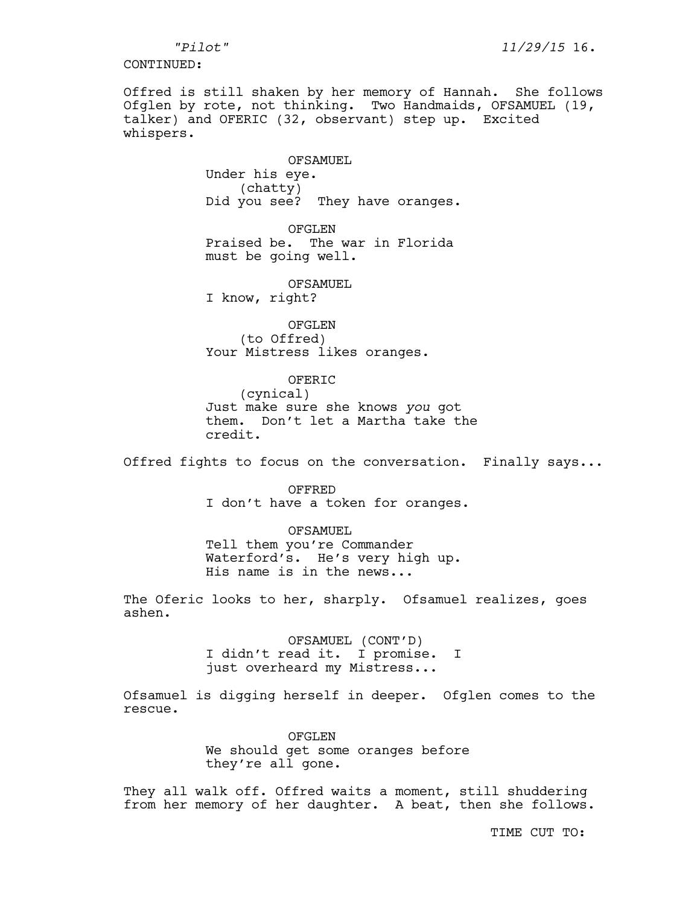CONTINUED:

Offred is still shaken by her memory of Hannah. She follows Ofglen by rote, not thinking. Two Handmaids, OFSAMUEL (19, talker) and OFERIC (32, observant) step up. Excited whispers.

OFSAMUEL
Under his eye.
(chatty)
Did you see? They have oranges.

OFGLEN
Praised be. The war in Florida must be going well.

OFSAMUEL
I know, right?

OFGLEN
(to Offred)
Your Mistress likes oranges.

OFERIC
(cynical)
Just make sure she knows *you* got them. Don't let a Martha take the credit.

Offred fights to focus on the conversation. Finally says...

OFFRED
I don't have a token for oranges.

OFSAMUEL
Tell them you're Commander Waterford's. He's very high up. His name is in the news...

The Oferic looks to her, sharply. Ofsamuel realizes, goes ashen.

OFSAMUEL (CONT'D)
I didn't read it. I promise. I just overheard my Mistress...

Ofsamuel is digging herself in deeper. Ofglen comes to the rescue.

OFGLEN
We should get some oranges before they're all gone.

They all walk off. Offred waits a moment, still shuddering from her memory of her daughter. A beat, then she follows.

TIME CUT TO: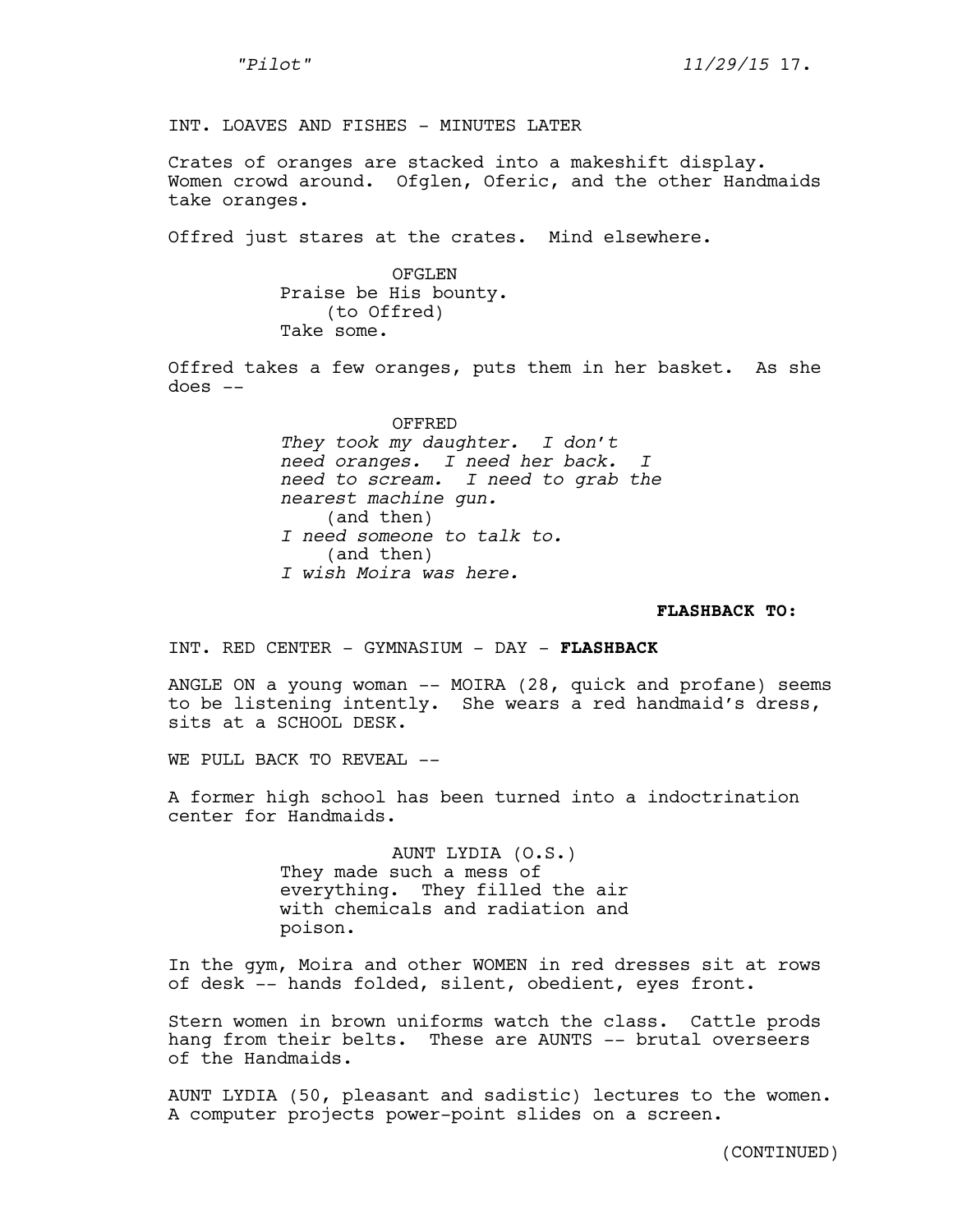INT. LOAVES AND FISHES - MINUTES LATER

Crates of oranges are stacked into a makeshift display. Women crowd around. Ofglen, Oferic, and the other Handmaids take oranges.

Offred just stares at the crates. Mind elsewhere.

OFGLEN
Praise be His bounty.
(to Offred)
Take some.

Offred takes a few oranges, puts them in her basket. As she does --

OFFRED
*They took my daughter. I don't need oranges. I need her back. I need to scream. I need to grab the nearest machine gun.*
(and then)
*I need someone to talk to.*
(and then)
*I wish Moira was here.*

**FLASHBACK TO:**

INT. RED CENTER - GYMNASIUM - DAY - **FLASHBACK**

ANGLE ON a young woman -- MOIRA (28, quick and profane) seems to be listening intently. She wears a red handmaid's dress, sits at a SCHOOL DESK.

WE PULL BACK TO REVEAL --

A former high school has been turned into a indoctrination center for Handmaids.

AUNT LYDIA (O.S.)
They made such a mess of everything. They filled the air with chemicals and radiation and poison.

In the gym, Moira and other WOMEN in red dresses sit at rows of desk -- hands folded, silent, obedient, eyes front.

Stern women in brown uniforms watch the class. Cattle prods hang from their belts. These are AUNTS -- brutal overseers of the Handmaids.

AUNT LYDIA (50, pleasant and sadistic) lectures to the women. A computer projects power-point slides on a screen.

(CONTINUED)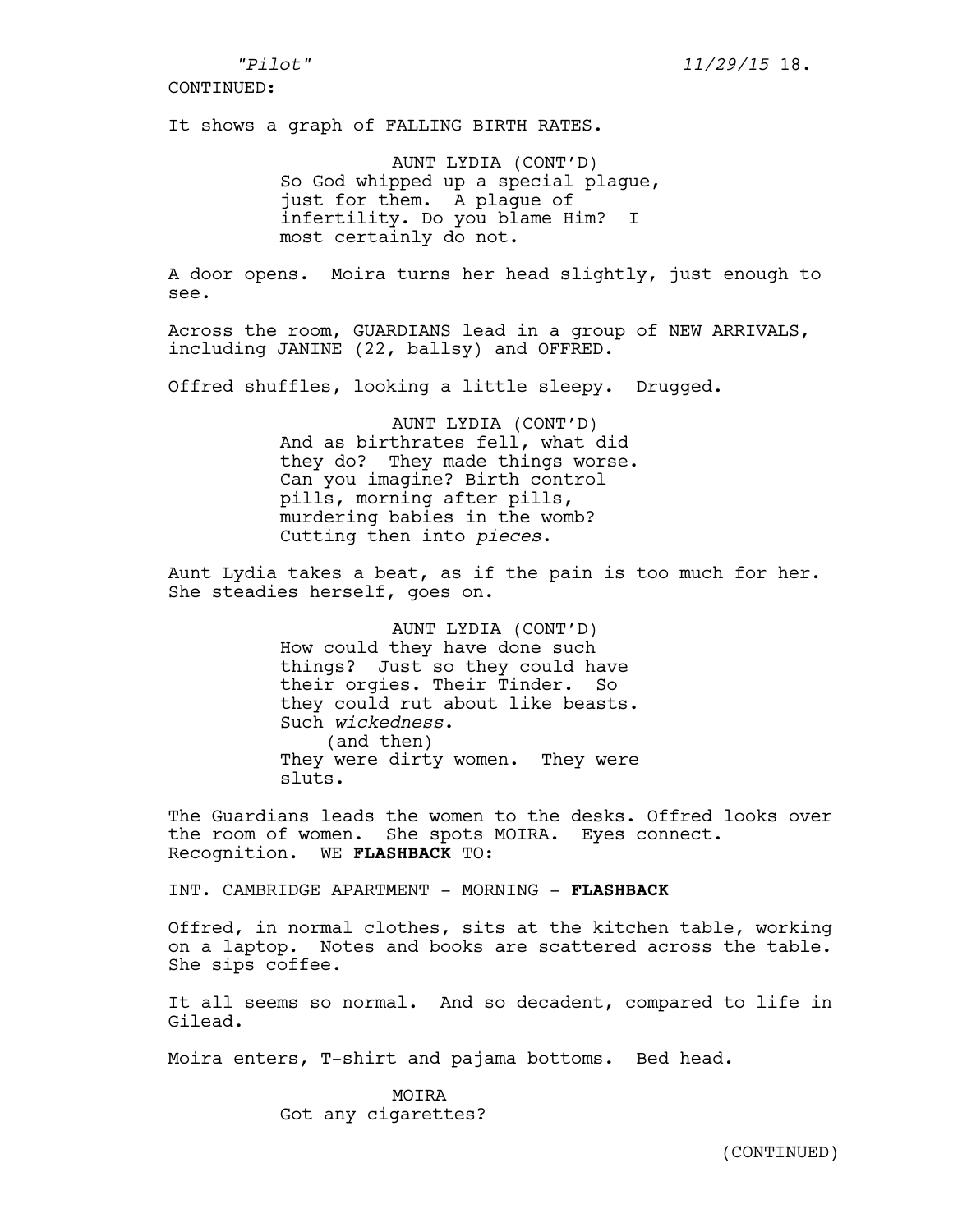CONTINUED:

It shows a graph of FALLING BIRTH RATES.

AUNT LYDIA (CONT'D)
So God whipped up a special plague, just for them. A plague of infertility. Do you blame Him? I most certainly do not.

A door opens. Moira turns her head slightly, just enough to see.

Across the room, GUARDIANS lead in a group of NEW ARRIVALS, including JANINE (22, ballsy) and OFFRED.

Offred shuffles, looking a little sleepy. Drugged.

AUNT LYDIA (CONT'D)
And as birthrates fell, what did they do? They made things worse. Can you imagine? Birth control pills, morning after pills, murdering babies in the womb? Cutting then into *pieces*.

Aunt Lydia takes a beat, as if the pain is too much for her. She steadies herself, goes on.

AUNT LYDIA (CONT'D)
How could they have done such things? Just so they could have their orgies. Their Tinder. So they could rut about like beasts. Such *wickedness*.
(and then)
They were dirty women. They were sluts.

The Guardians leads the women to the desks. Offred looks over the room of women. She spots MOIRA. Eyes connect. Recognition. WE **FLASHBACK** TO:

INT. CAMBRIDGE APARTMENT - MORNING - **FLASHBACK**

Offred, in normal clothes, sits at the kitchen table, working on a laptop. Notes and books are scattered across the table. She sips coffee.

It all seems so normal. And so decadent, compared to life in Gilead.

Moira enters, T-shirt and pajama bottoms. Bed head.

MOIRA
Got any cigarettes?

(CONTINUED)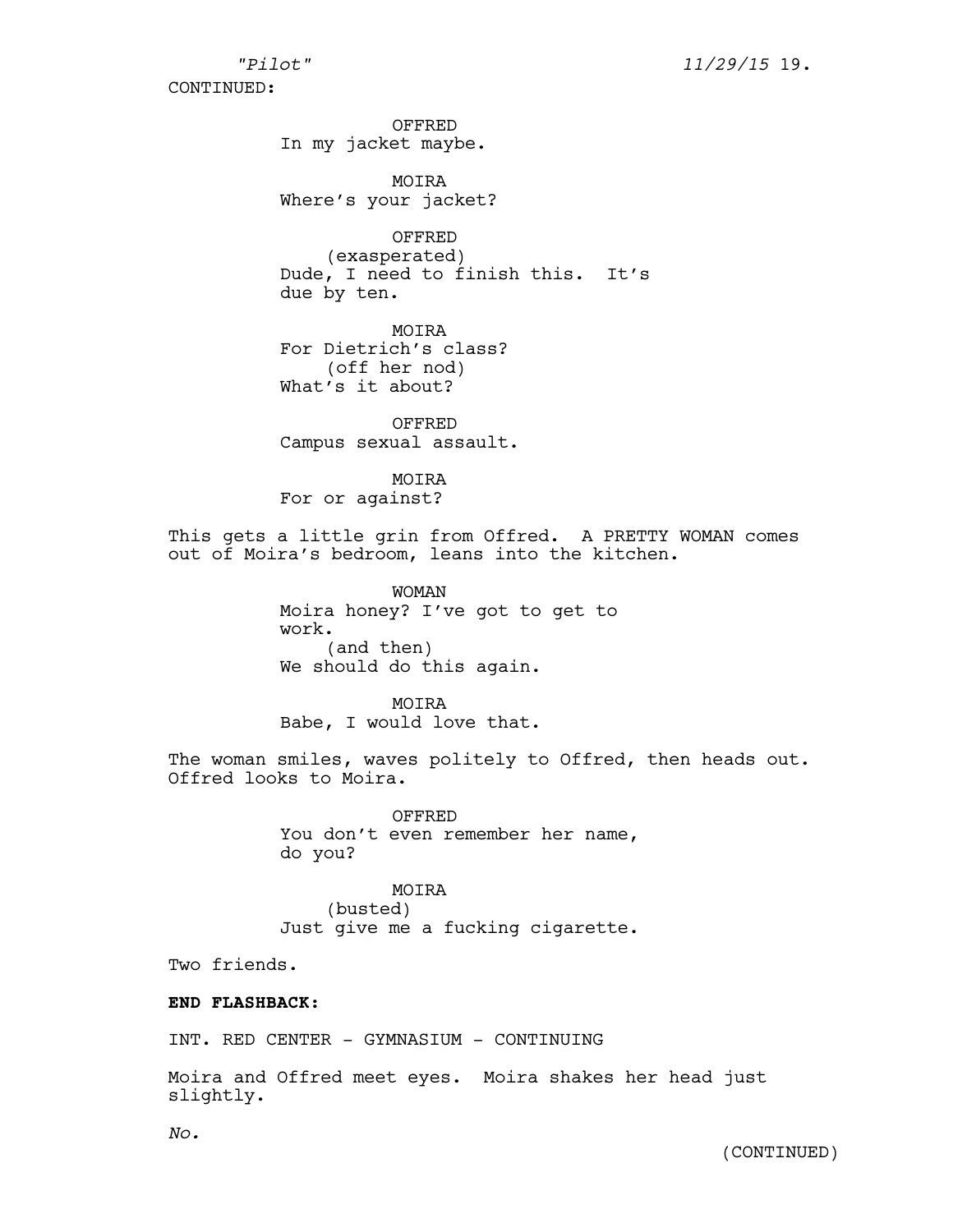CONTINUED:

OFFRED
In my jacket maybe.

MOIRA
Where's your jacket?

OFFRED
(exasperated)
Dude, I need to finish this. It's due by ten.

MOIRA
For Dietrich's class?
(off her nod)
What's it about?

OFFRED
Campus sexual assault.

MOIRA
For or against?

This gets a little grin from Offred. A PRETTY WOMAN comes out of Moira's bedroom, leans into the kitchen.

WOMAN
Moira honey? I've got to get to work.
(and then)
We should do this again.

MOIRA
Babe, I would love that.

The woman smiles, waves politely to Offred, then heads out. Offred looks to Moira.

OFFRED
You don't even remember her name, do you?

MOIRA
(busted)
Just give me a fucking cigarette.

Two friends.

**END FLASHBACK:**

INT. RED CENTER - GYMNASIUM - CONTINUING

Moira and Offred meet eyes. Moira shakes her head just slightly.

*No.*

(CONTINUED)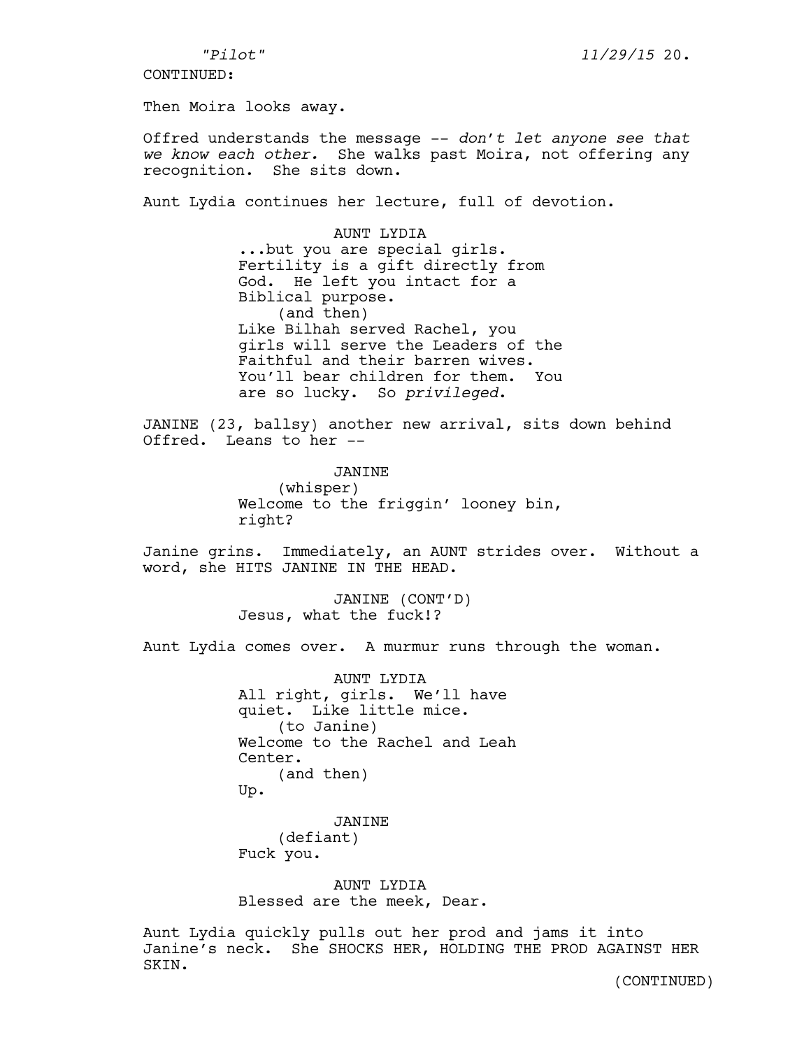CONTINUED:

Then Moira looks away.

Offred understands the message -- *don't let anyone see that we know each other.* She walks past Moira, not offering any recognition. She sits down.

Aunt Lydia continues her lecture, full of devotion.

AUNT LYDIA
...but you are special girls. Fertility is a gift directly from God. He left you intact for a Biblical purpose.
(and then)
Like Bilhah served Rachel, you girls will serve the Leaders of the Faithful and their barren wives. You'll bear children for them. You are so lucky. So *privileged*.

JANINE (23, ballsy) another new arrival, sits down behind Offred. Leans to her --

JANINE
(whisper)
Welcome to the friggin' looney bin, right?

Janine grins. Immediately, an AUNT strides over. Without a word, she HITS JANINE IN THE HEAD.

JANINE (CONT'D)
Jesus, what the fuck!?

Aunt Lydia comes over. A murmur runs through the woman.

AUNT LYDIA
All right, girls. We'll have quiet. Like little mice.
(to Janine)
Welcome to the Rachel and Leah Center.
(and then)
Up.

JANINE
(defiant)
Fuck you.

AUNT LYDIA
Blessed are the meek, Dear.

Aunt Lydia quickly pulls out her prod and jams it into Janine's neck. She SHOCKS HER, HOLDING THE PROD AGAINST HER SKIN.

(CONTINUED)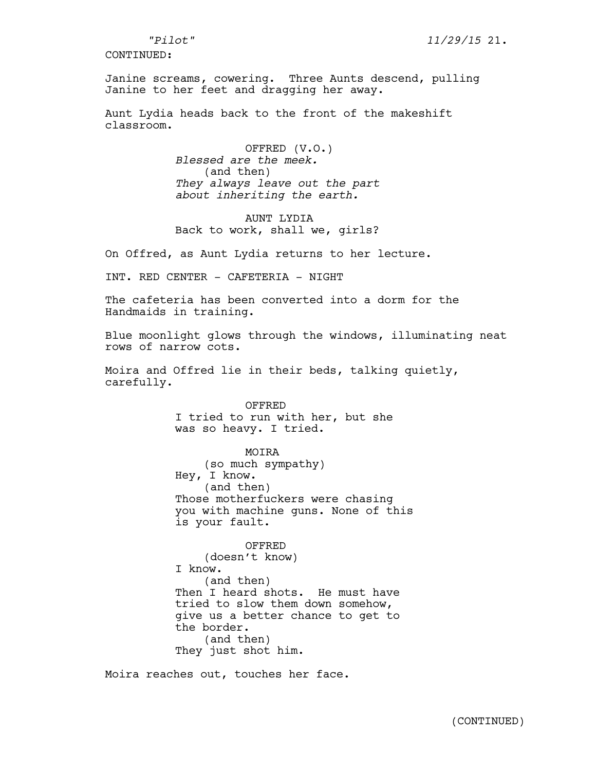CONTINUED:

Janine screams, cowering. Three Aunts descend, pulling Janine to her feet and dragging her away.

Aunt Lydia heads back to the front of the makeshift classroom.

OFFRED (V.O.)
*Blessed are the meek.*
(and then)
*They always leave out the part about inheriting the earth.*

AUNT LYDIA
Back to work, shall we, girls?

On Offred, as Aunt Lydia returns to her lecture.

INT. RED CENTER - CAFETERIA - NIGHT

The cafeteria has been converted into a dorm for the Handmaids in training.

Blue moonlight glows through the windows, illuminating neat rows of narrow cots.

Moira and Offred lie in their beds, talking quietly, carefully.

OFFRED
I tried to run with her, but she was so heavy. I tried.

MOIRA
(so much sympathy)
Hey, I know.
(and then)
Those motherfuckers were chasing you with machine guns. None of this is your fault.

OFFRED
(doesn't know)
I know.
(and then)
Then I heard shots. He must have tried to slow them down somehow, give us a better chance to get to the border.
(and then)
They just shot him.

Moira reaches out, touches her face.

(CONTINUED)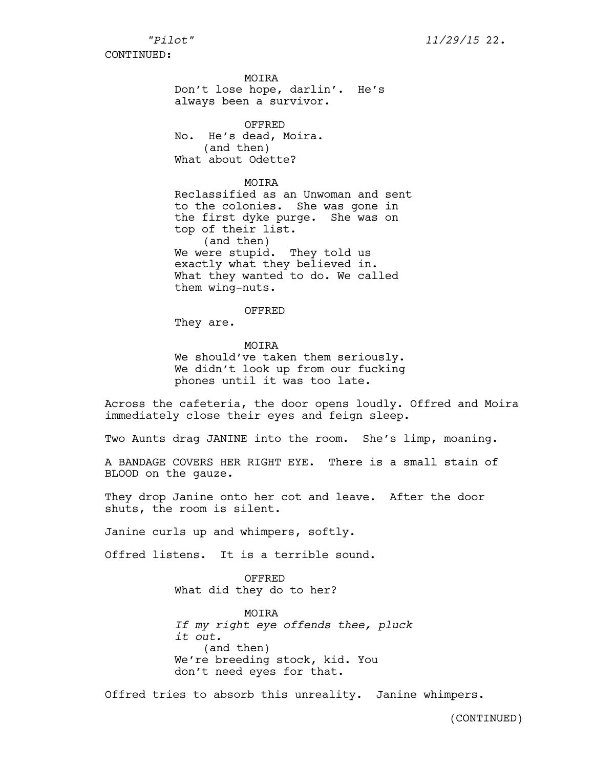CONTINUED:

MOIRA
Don't lose hope, darlin'. He's always been a survivor.

OFFRED
No. He's dead, Moira.
(and then)
What about Odette?

MOIRA
Reclassified as an Unwoman and sent to the colonies. She was gone in the first dyke purge. She was on top of their list.
(and then)
We were stupid. They told us exactly what they believed in. What they wanted to do. We called them wing-nuts.

OFFRED
They are.

MOIRA
We should've taken them seriously. We didn't look up from our fucking phones until it was too late.

Across the cafeteria, the door opens loudly. Offred and Moira immediately close their eyes and feign sleep.

Two Aunts drag JANINE into the room. She's limp, moaning.

A BANDAGE COVERS HER RIGHT EYE. There is a small stain of BLOOD on the gauze.

They drop Janine onto her cot and leave. After the door shuts, the room is silent.

Janine curls up and whimpers, softly.

Offred listens. It is a terrible sound.

OFFRED
What did they do to her?

MOIRA
*If my right eye offends thee, pluck it out.*
(and then)
We're breeding stock, kid. You don't need eyes for that.

Offred tries to absorb this unreality. Janine whimpers.

(CONTINUED)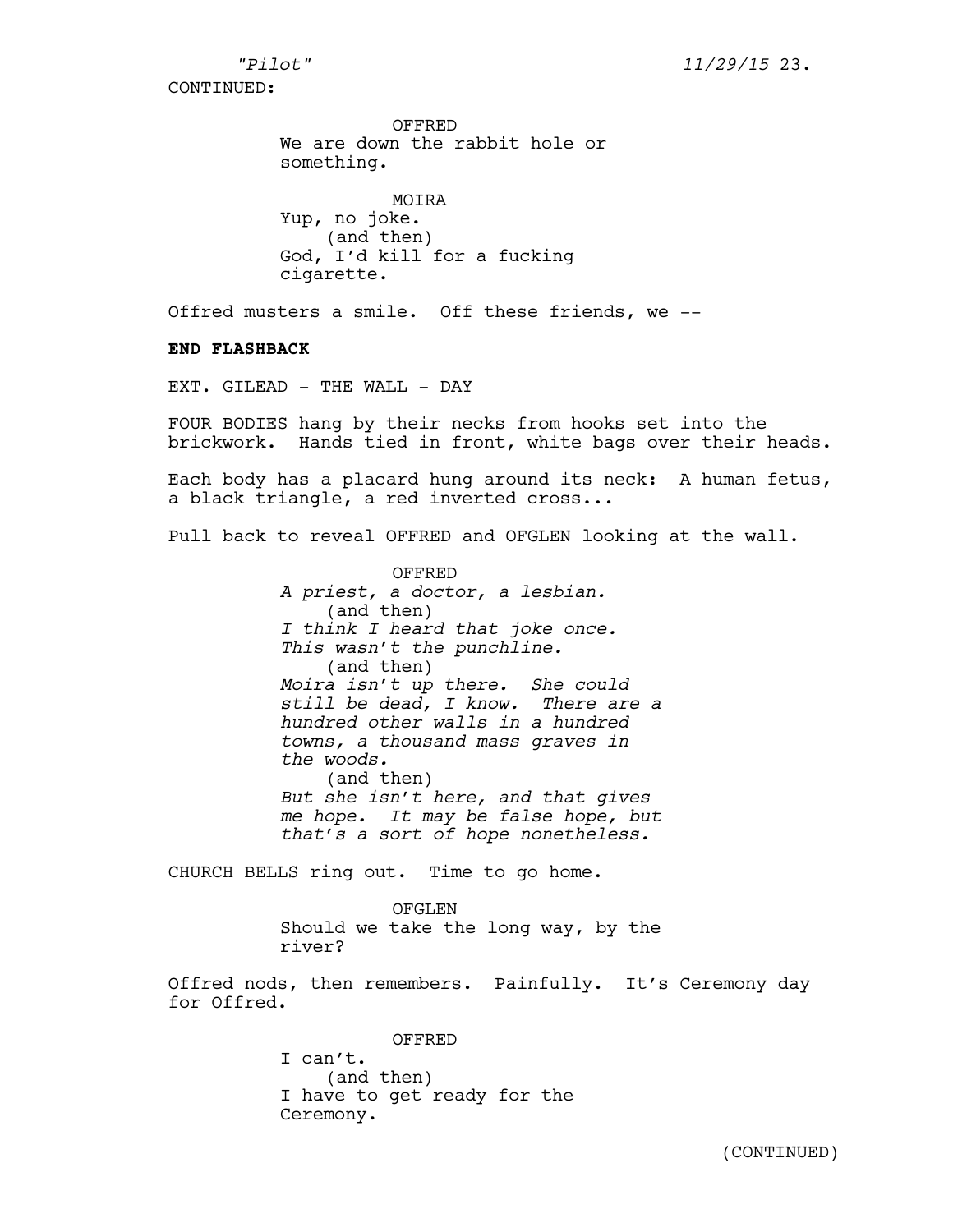CONTINUED:

OFFRED
We are down the rabbit hole or something.

MOIRA
Yup, no joke.
(and then)
God, I'd kill for a fucking cigarette.

Offred musters a smile. Off these friends, we --

**END FLASHBACK**

EXT. GILEAD - THE WALL - DAY

FOUR BODIES hang by their necks from hooks set into the brickwork. Hands tied in front, white bags over their heads.

Each body has a placard hung around its neck: A human fetus, a black triangle, a red inverted cross...

Pull back to reveal OFFRED and OFGLEN looking at the wall.

OFFRED
*A priest, a doctor, a lesbian.*
(and then)
*I think I heard that joke once. This wasn't the punchline.*
(and then)
*Moira isn't up there. She could still be dead, I know. There are a hundred other walls in a hundred towns, a thousand mass graves in the woods.*
(and then)
*But she isn't here, and that gives me hope. It may be false hope, but that's a sort of hope nonetheless.*

CHURCH BELLS ring out. Time to go home.

OFGLEN
Should we take the long way, by the river?

Offred nods, then remembers. Painfully. It's Ceremony day for Offred.

OFFRED
I can't.
(and then)
I have to get ready for the Ceremony.

(CONTINUED)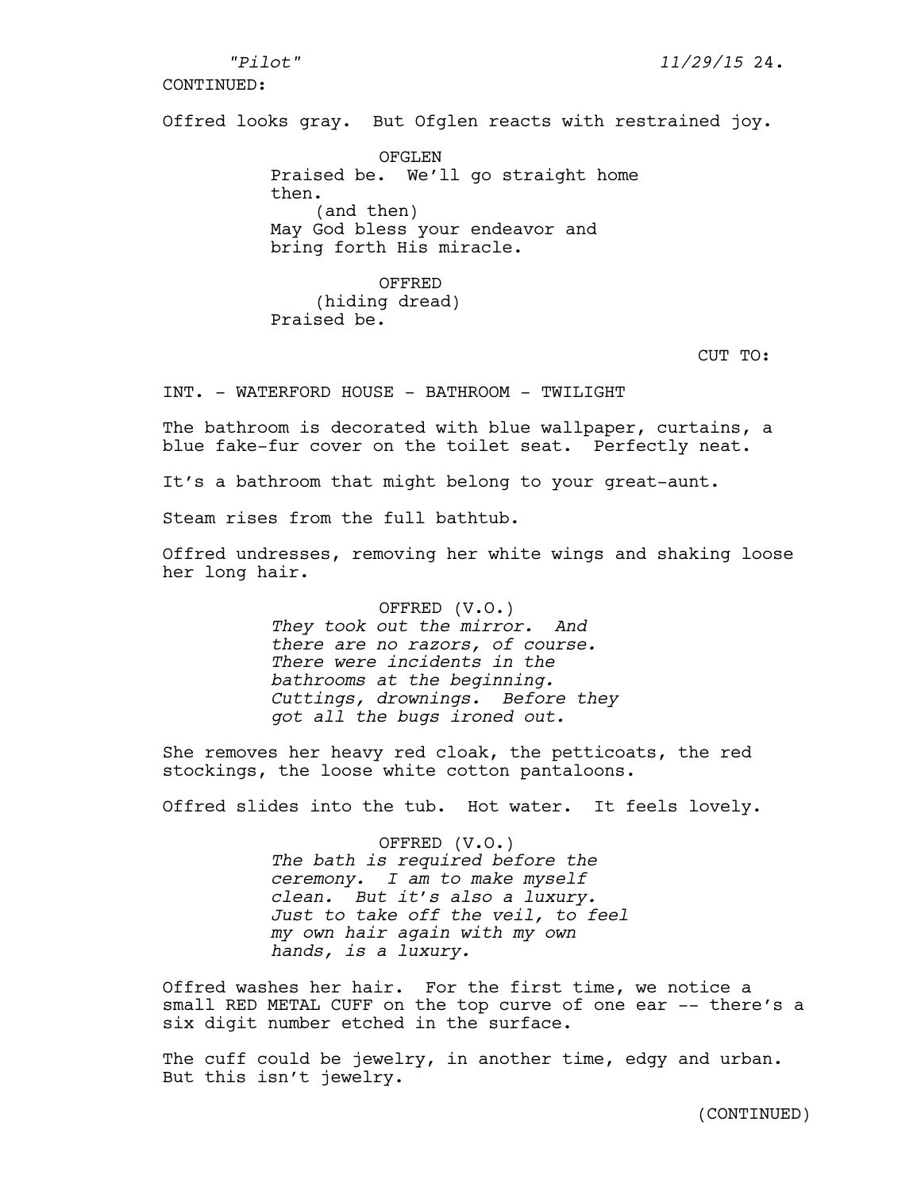CONTINUED:

Offred looks gray. But Ofglen reacts with restrained joy.

OFGLEN
Praised be. We'll go straight home then.
(and then)
May God bless your endeavor and bring forth His miracle.

OFFRED
(hiding dread)
Praised be.

CUT TO:

INT. - WATERFORD HOUSE - BATHROOM - TWILIGHT

The bathroom is decorated with blue wallpaper, curtains, a blue fake-fur cover on the toilet seat. Perfectly neat.

It's a bathroom that might belong to your great-aunt.

Steam rises from the full bathtub.

Offred undresses, removing her white wings and shaking loose her long hair.

OFFRED (V.O.)
*They took out the mirror. And there are no razors, of course. There were incidents in the bathrooms at the beginning. Cuttings, drownings. Before they got all the bugs ironed out.*

She removes her heavy red cloak, the petticoats, the red stockings, the loose white cotton pantaloons.

Offred slides into the tub. Hot water. It feels lovely.

OFFRED (V.O.)
*The bath is required before the ceremony. I am to make myself clean. But it's also a luxury. Just to take off the veil, to feel my own hair again with my own hands, is a luxury.*

Offred washes her hair. For the first time, we notice a small RED METAL CUFF on the top curve of one ear -- there's a six digit number etched in the surface.

The cuff could be jewelry, in another time, edgy and urban. But this isn't jewelry.

(CONTINUED)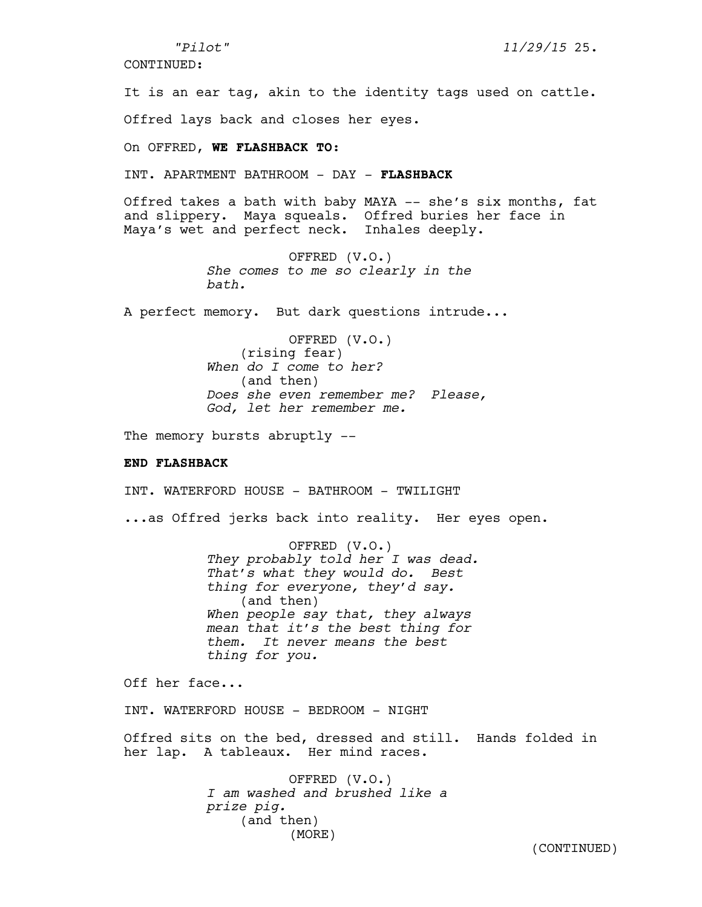CONTINUED:

It is an ear tag, akin to the identity tags used on cattle.

Offred lays back and closes her eyes.

On OFFRED, **WE FLASHBACK TO:**

INT. APARTMENT BATHROOM - DAY - **FLASHBACK**

Offred takes a bath with baby MAYA -- she's six months, fat and slippery. Maya squeals. Offred buries her face in Maya's wet and perfect neck. Inhales deeply.

OFFRED (V.O.)
*She comes to me so clearly in the bath.*

A perfect memory. But dark questions intrude...

OFFRED (V.O.)
(rising fear)
*When do I come to her?*
(and then)
*Does she even remember me? Please, God, let her remember me.*

The memory bursts abruptly --

**END FLASHBACK**

INT. WATERFORD HOUSE - BATHROOM - TWILIGHT

...as Offred jerks back into reality. Her eyes open.

OFFRED (V.O.)
*They probably told her I was dead. That's what they would do. Best thing for everyone, they'd say.*
(and then)
*When people say that, they always mean that it's the best thing for them. It never means the best thing for you.*

Off her face...

INT. WATERFORD HOUSE - BEDROOM - NIGHT

Offred sits on the bed, dressed and still. Hands folded in her lap. A tableaux. Her mind races.

OFFRED (V.O.)
*I am washed and brushed like a prize pig.*
(and then)
(MORE)

(CONTINUED)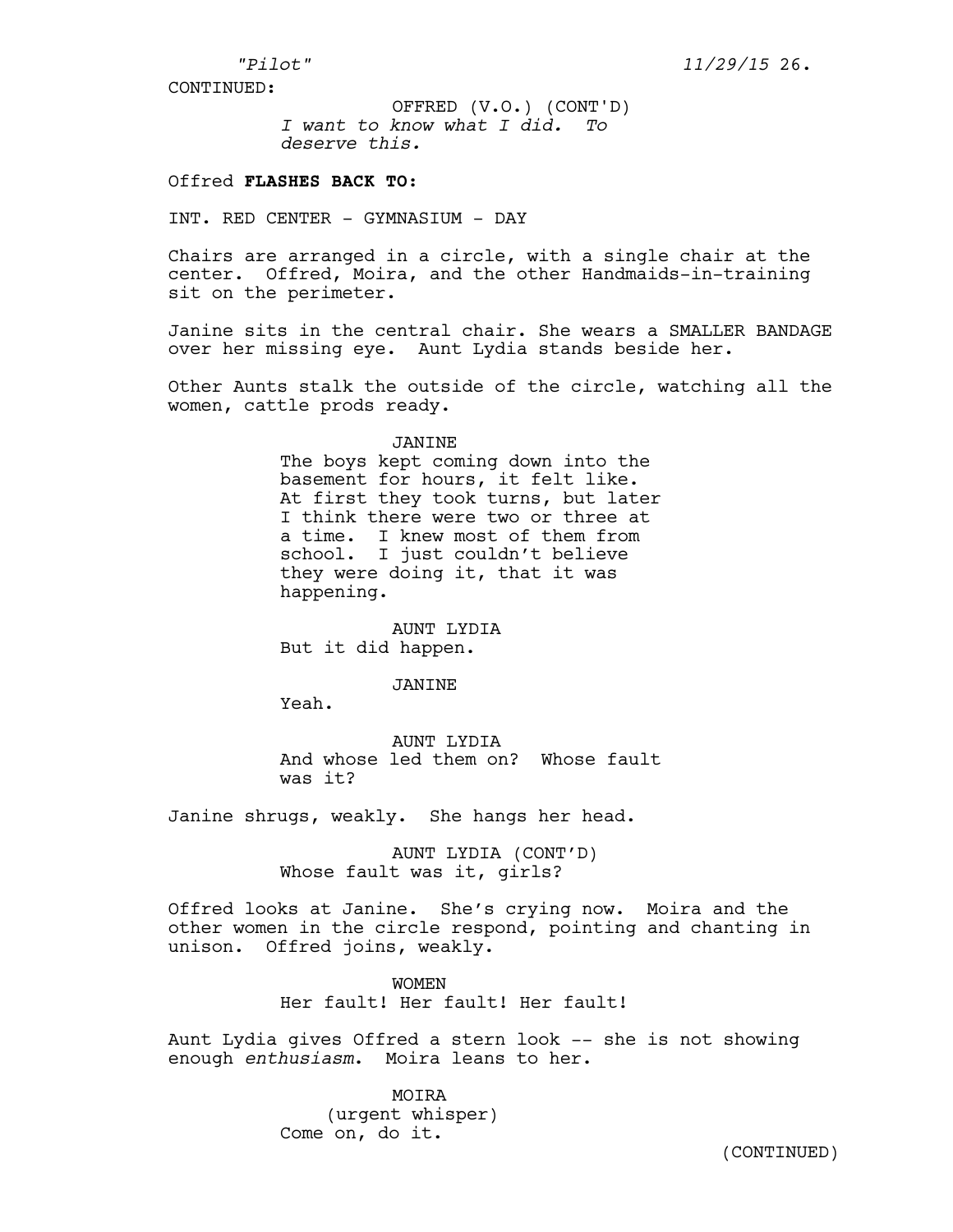CONTINUED:

OFFRED (V.O.) (CONT'D)
*I want to know what I did. To deserve this.*

Offred **FLASHES BACK TO:**

INT. RED CENTER - GYMNASIUM - DAY

Chairs are arranged in a circle, with a single chair at the center. Offred, Moira, and the other Handmaids-in-training sit on the perimeter.

Janine sits in the central chair. She wears a SMALLER BANDAGE over her missing eye. Aunt Lydia stands beside her.

Other Aunts stalk the outside of the circle, watching all the women, cattle prods ready.

JANINE
The boys kept coming down into the basement for hours, it felt like. At first they took turns, but later I think there were two or three at a time. I knew most of them from school. I just couldn't believe they were doing it, that it was happening.

AUNT LYDIA
But it did happen.

JANINE
Yeah.

AUNT LYDIA
And whose led them on? Whose fault was it?

Janine shrugs, weakly. She hangs her head.

AUNT LYDIA (CONT'D)
Whose fault was it, girls?

Offred looks at Janine. She's crying now. Moira and the other women in the circle respond, pointing and chanting in unison. Offred joins, weakly.

WOMEN
Her fault! Her fault! Her fault!

Aunt Lydia gives Offred a stern look -- she is not showing enough *enthusiasm*. Moira leans to her.

MOIRA
(urgent whisper)
Come on, do it.

(CONTINUED)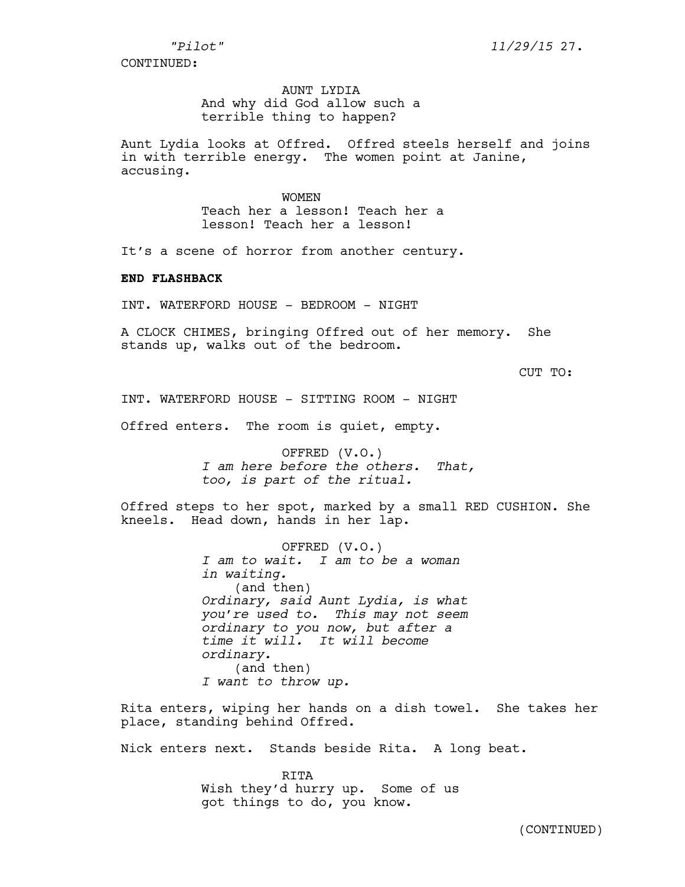CONTINUED:

AUNT LYDIA
And why did God allow such a terrible thing to happen?

Aunt Lydia looks at Offred. Offred steels herself and joins in with terrible energy. The women point at Janine, accusing.

WOMEN
Teach her a lesson! Teach her a lesson! Teach her a lesson!

It's a scene of horror from another century.

**END FLASHBACK**

INT. WATERFORD HOUSE - BEDROOM - NIGHT

A CLOCK CHIMES, bringing Offred out of her memory. She stands up, walks out of the bedroom.

CUT TO:

INT. WATERFORD HOUSE - SITTING ROOM - NIGHT

Offred enters. The room is quiet, empty.

OFFRED (V.O.)
*I am here before the others. That, too, is part of the ritual.*

Offred steps to her spot, marked by a small RED CUSHION. She kneels. Head down, hands in her lap.

OFFRED (V.O.)
*I am to wait. I am to be a woman in waiting.*
(and then)
*Ordinary, said Aunt Lydia, is what you're used to. This may not seem ordinary to you now, but after a time it will. It will become ordinary.*
(and then)
*I want to throw up.*

Rita enters, wiping her hands on a dish towel. She takes her place, standing behind Offred.

Nick enters next. Stands beside Rita. A long beat.

RITA
Wish they'd hurry up. Some of us got things to do, you know.

(CONTINUED)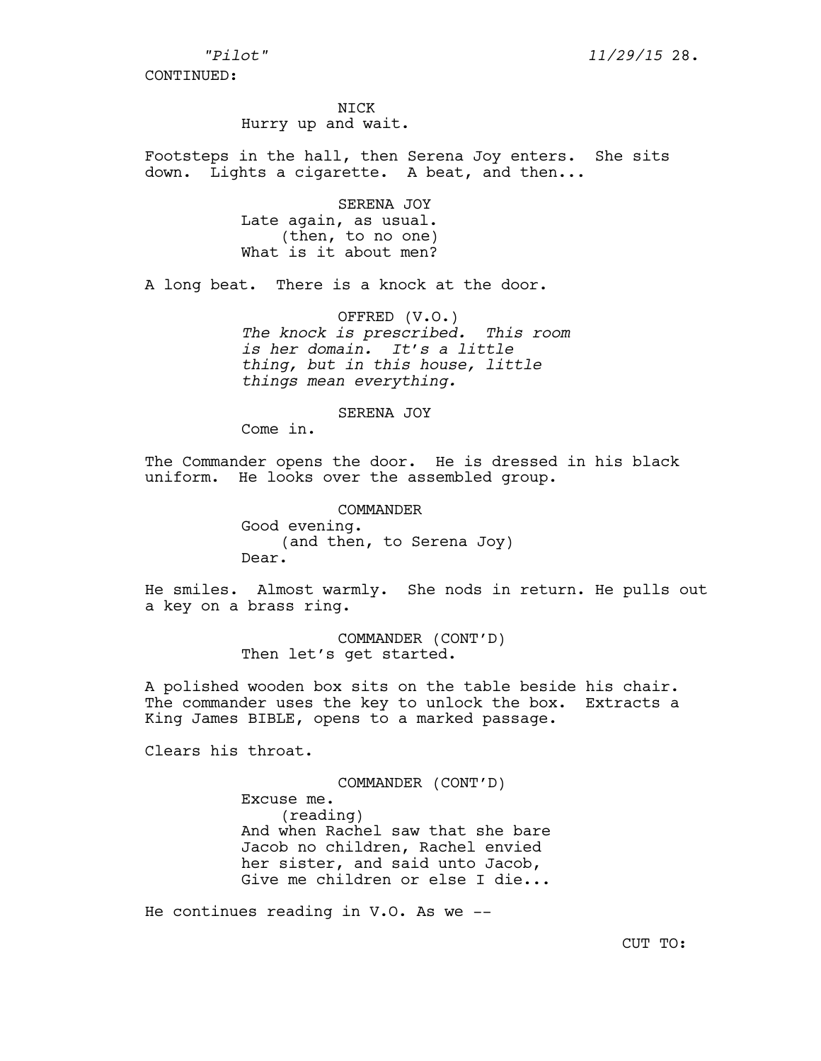CONTINUED:

NICK
Hurry up and wait.

Footsteps in the hall, then Serena Joy enters. She sits down. Lights a cigarette. A beat, and then...

SERENA JOY
Late again, as usual.
(then, to no one)
What is it about men?

A long beat. There is a knock at the door.

OFFRED (V.O.)
*The knock is prescribed. This room is her domain. It's a little thing, but in this house, little things mean everything.*

SERENA JOY
Come in.

The Commander opens the door. He is dressed in his black uniform. He looks over the assembled group.

COMMANDER
Good evening.
(and then, to Serena Joy)
Dear.

He smiles. Almost warmly. She nods in return. He pulls out a key on a brass ring.

COMMANDER (CONT'D)
Then let's get started.

A polished wooden box sits on the table beside his chair. The commander uses the key to unlock the box. Extracts a King James BIBLE, opens to a marked passage.

Clears his throat.

COMMANDER (CONT'D)
Excuse me.
(reading)
And when Rachel saw that she bare Jacob no children, Rachel envied her sister, and said unto Jacob, Give me children or else I die...

He continues reading in V.O. As we --

CUT TO: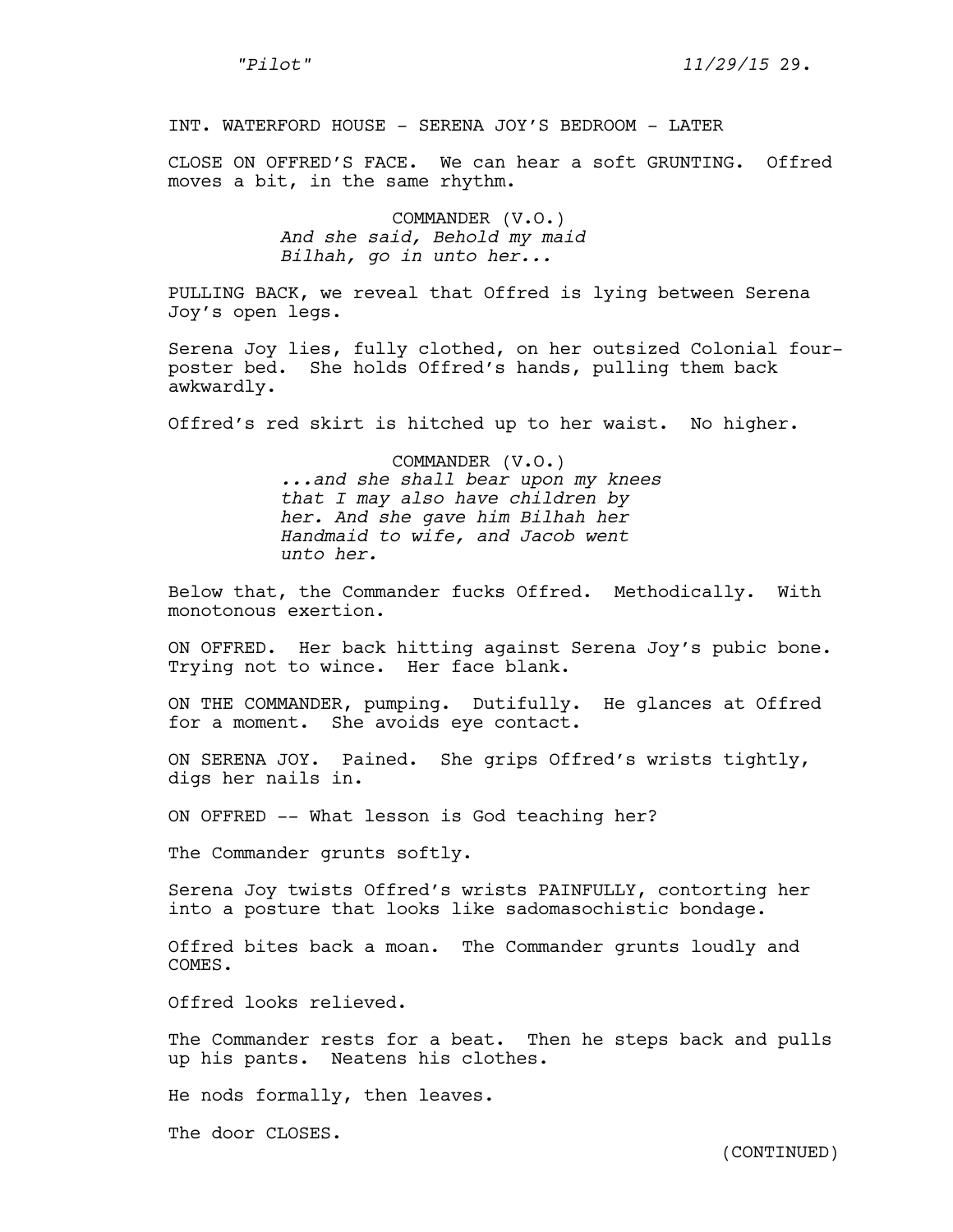INT. WATERFORD HOUSE - SERENA JOY'S BEDROOM - LATER

CLOSE ON OFFRED'S FACE. We can hear a soft GRUNTING. Offred moves a bit, in the same rhythm.

COMMANDER (V.O.)
*And she said, Behold my maid Bilhah, go in unto her...*

PULLING BACK, we reveal that Offred is lying between Serena Joy's open legs.

Serena Joy lies, fully clothed, on her outsized Colonial four-poster bed. She holds Offred's hands, pulling them back awkwardly.

Offred's red skirt is hitched up to her waist. No higher.

COMMANDER (V.O.)
*...and she shall bear upon my knees that I may also have children by her. And she gave him Bilhah her Handmaid to wife, and Jacob went unto her.*

Below that, the Commander fucks Offred. Methodically. With monotonous exertion.

ON OFFRED. Her back hitting against Serena Joy's pubic bone. Trying not to wince. Her face blank.

ON THE COMMANDER, pumping. Dutifully. He glances at Offred for a moment. She avoids eye contact.

ON SERENA JOY. Pained. She grips Offred's wrists tightly, digs her nails in.

ON OFFRED -- What lesson is God teaching her?

The Commander grunts softly.

Serena Joy twists Offred's wrists PAINFULLY, contorting her into a posture that looks like sadomasochistic bondage.

Offred bites back a moan. The Commander grunts loudly and COMES.

Offred looks relieved.

The Commander rests for a beat. Then he steps back and pulls up his pants. Neatens his clothes.

He nods formally, then leaves.

The door CLOSES.

(CONTINUED)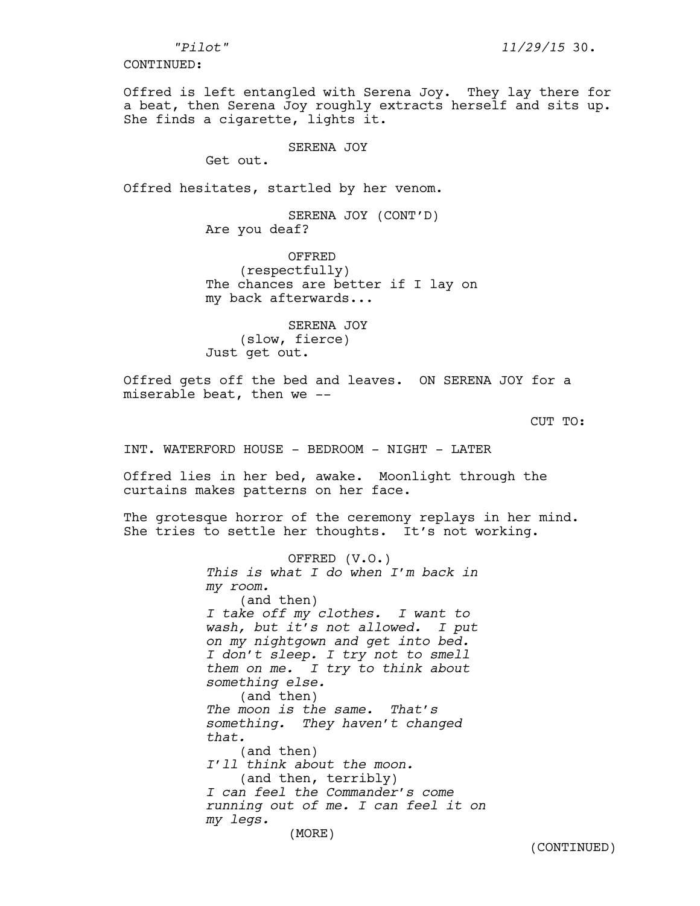CONTINUED:

Offred is left entangled with Serena Joy. They lay there for a beat, then Serena Joy roughly extracts herself and sits up. She finds a cigarette, lights it.

SERENA JOY

Get out.

Offred hesitates, startled by her venom.

SERENA JOY (CONT'D)

Are you deaf?

OFFRED

(respectfully)

The chances are better if I lay on my back afterwards...

SERENA JOY

(slow, fierce)

Just get out.

Offred gets off the bed and leaves. ON SERENA JOY for a miserable beat, then we --

CUT TO:

INT. WATERFORD HOUSE - BEDROOM - NIGHT - LATER

Offred lies in her bed, awake. Moonlight through the curtains makes patterns on her face.

The grotesque horror of the ceremony replays in her mind. She tries to settle her thoughts. It's not working.

OFFRED (V.O.)

*This is what I do when I'm back in my room.*

(and then)

*I take off my clothes. I want to wash, but it's not allowed. I put on my nightgown and get into bed. I don't sleep. I try not to smell them on me. I try to think about something else.*

(and then)

*The moon is the same. That's something. They haven't changed that.*

(and then)

*I'll think about the moon.*

(and then, terribly)

*I can feel the Commander's come running out of me. I can feel it on my legs.*

(MORE)

(CONTINUED)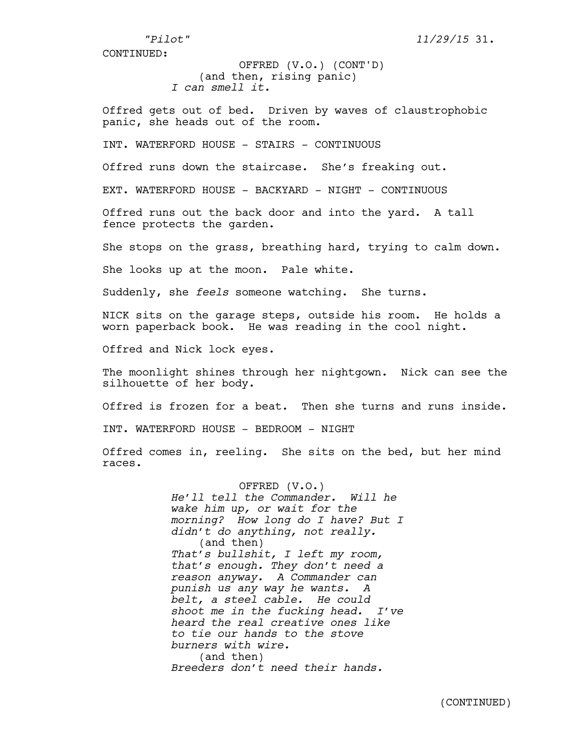CONTINUED:

OFFRED (V.O.) (CONT'D)
(and then, rising panic)
*I can smell it.*

Offred gets out of bed. Driven by waves of claustrophobic panic, she heads out of the room.

INT. WATERFORD HOUSE - STAIRS - CONTINUOUS

Offred runs down the staircase. She's freaking out.

EXT. WATERFORD HOUSE - BACKYARD - NIGHT - CONTINUOUS

Offred runs out the back door and into the yard. A tall fence protects the garden.

She stops on the grass, breathing hard, trying to calm down.

She looks up at the moon. Pale white.

Suddenly, she *feels* someone watching. She turns.

NICK sits on the garage steps, outside his room. He holds a worn paperback book. He was reading in the cool night.

Offred and Nick lock eyes.

The moonlight shines through her nightgown. Nick can see the silhouette of her body.

Offred is frozen for a beat. Then she turns and runs inside.

INT. WATERFORD HOUSE - BEDROOM - NIGHT

Offred comes in, reeling. She sits on the bed, but her mind races.

OFFRED (V.O.)
*He'll tell the Commander. Will he wake him up, or wait for the morning? How long do I have? But I didn't do anything, not really.*
(and then)
*That's bullshit, I left my room, that's enough. They don't need a reason anyway. A Commander can punish us any way he wants. A belt, a steel cable. He could shoot me in the fucking head. I've heard the real creative ones like to tie our hands to the stove burners with wire.*
(and then)
*Breeders don't need their hands.*

(CONTINUED)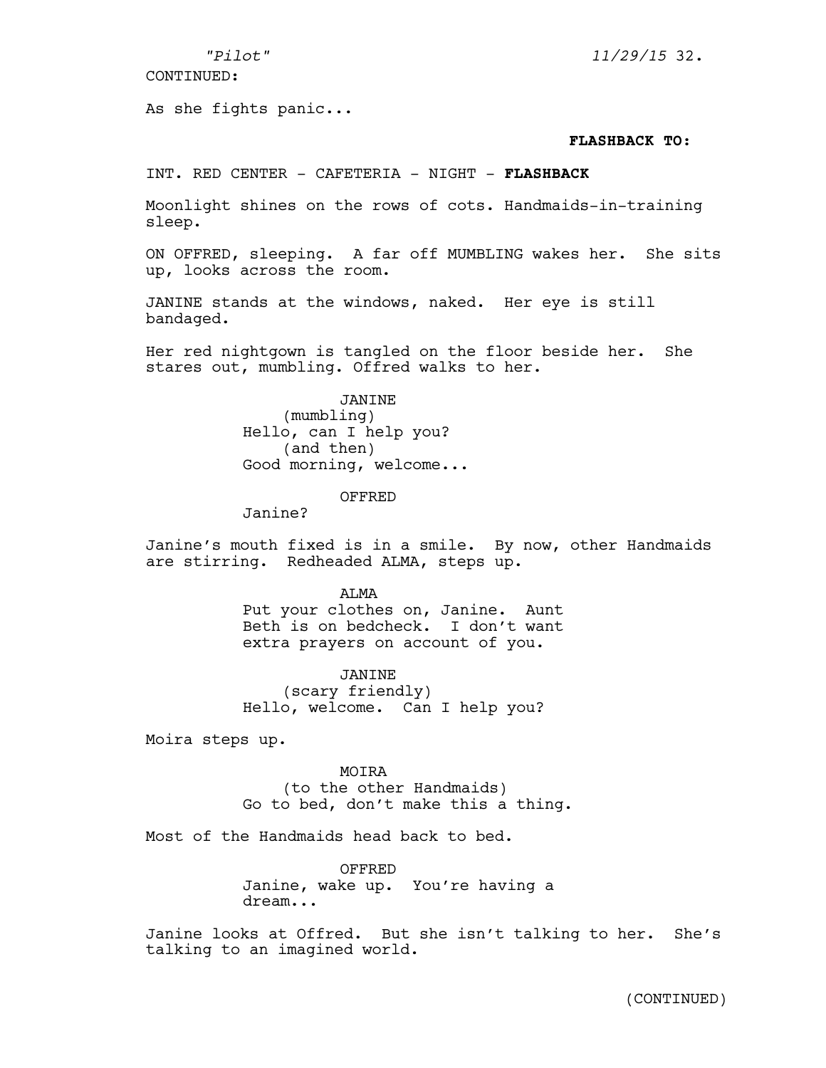CONTINUED:

As she fights panic...

**FLASHBACK TO:**

INT. RED CENTER - CAFETERIA - NIGHT - **FLASHBACK**

Moonlight shines on the rows of cots. Handmaids-in-training sleep.

ON OFFRED, sleeping. A far off MUMBLING wakes her. She sits up, looks across the room.

JANINE stands at the windows, naked. Her eye is still bandaged.

Her red nightgown is tangled on the floor beside her. She stares out, mumbling. Offred walks to her.

JANINE
(mumbling)
Hello, can I help you?
(and then)
Good morning, welcome...

OFFRED
Janine?

Janine's mouth fixed is in a smile. By now, other Handmaids are stirring. Redheaded ALMA, steps up.

ALMA
Put your clothes on, Janine. Aunt Beth is on bedcheck. I don't want extra prayers on account of you.

JANINE
(scary friendly)
Hello, welcome. Can I help you?

Moira steps up.

MOIRA
(to the other Handmaids)
Go to bed, don't make this a thing.

Most of the Handmaids head back to bed.

OFFRED
Janine, wake up. You're having a dream...

Janine looks at Offred. But she isn't talking to her. She's talking to an imagined world.

(CONTINUED)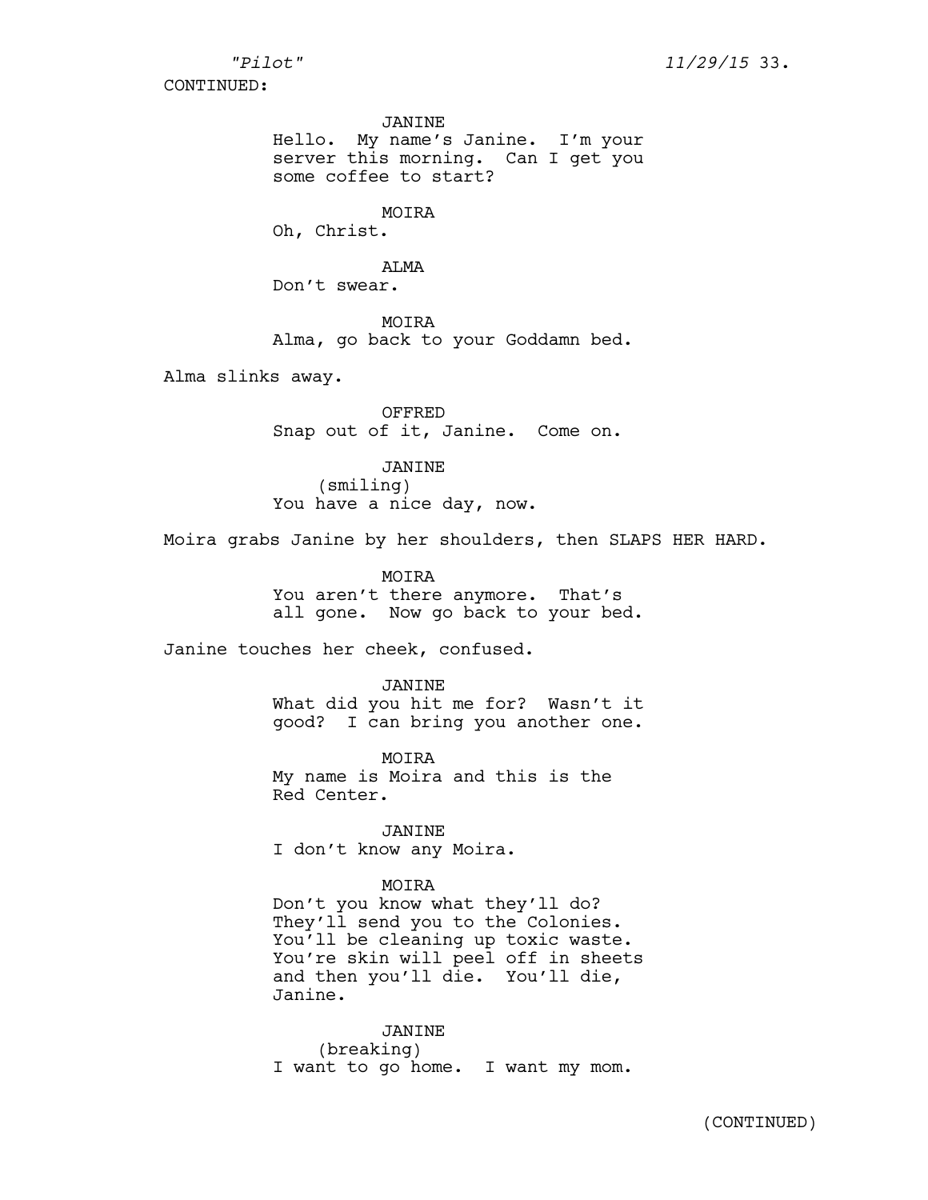CONTINUED:

JANINE
Hello. My name's Janine. I'm your server this morning. Can I get you some coffee to start?

MOIRA
Oh, Christ.

ALMA
Don't swear.

MOIRA
Alma, go back to your Goddamn bed.

Alma slinks away.

OFFRED
Snap out of it, Janine. Come on.

JANINE
(smiling)
You have a nice day, now.

Moira grabs Janine by her shoulders, then SLAPS HER HARD.

MOIRA
You aren't there anymore. That's all gone. Now go back to your bed.

Janine touches her cheek, confused.

JANINE
What did you hit me for? Wasn't it good? I can bring you another one.

MOIRA
My name is Moira and this is the Red Center.

JANINE
I don't know any Moira.

MOIRA
Don't you know what they'll do? They'll send you to the Colonies. You'll be cleaning up toxic waste. You're skin will peel off in sheets and then you'll die. You'll die, Janine.

JANINE
(breaking)
I want to go home. I want my mom.

(CONTINUED)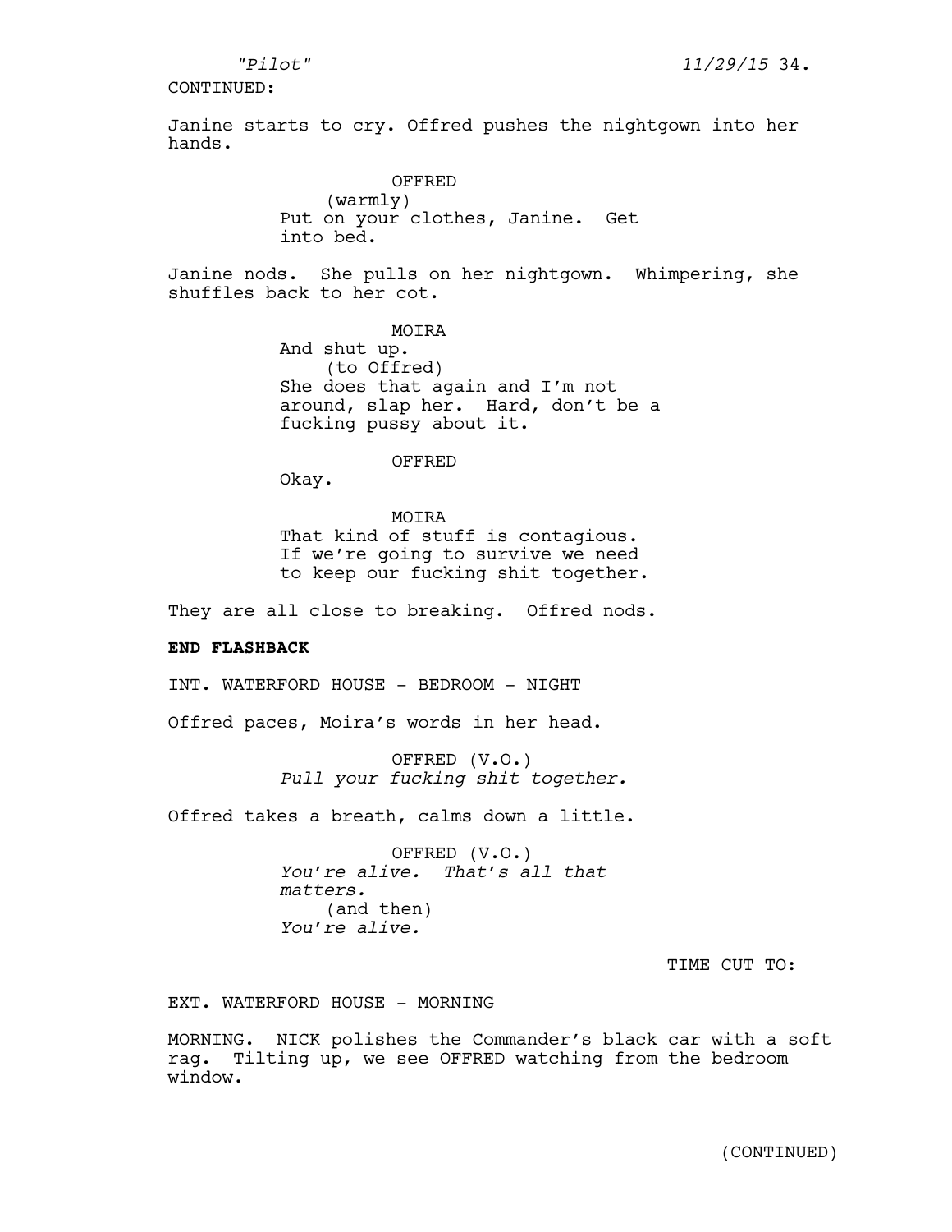CONTINUED:

Janine starts to cry. Offred pushes the nightgown into her hands.

OFFRED
(warmly)
Put on your clothes, Janine. Get into bed.

Janine nods. She pulls on her nightgown. Whimpering, she shuffles back to her cot.

MOIRA
And shut up.
(to Offred)
She does that again and I'm not around, slap her. Hard, don't be a fucking pussy about it.

OFFRED
Okay.

MOIRA
That kind of stuff is contagious. If we're going to survive we need to keep our fucking shit together.

They are all close to breaking. Offred nods.

**END FLASHBACK**

INT. WATERFORD HOUSE - BEDROOM - NIGHT

Offred paces, Moira's words in her head.

OFFRED (V.O.)
*Pull your fucking shit together.*

Offred takes a breath, calms down a little.

OFFRED (V.O.)
*You're alive. That's all that matters.*
(and then)
*You're alive.*

TIME CUT TO:

EXT. WATERFORD HOUSE - MORNING

MORNING. NICK polishes the Commander's black car with a soft rag. Tilting up, we see OFFRED watching from the bedroom window.

(CONTINUED)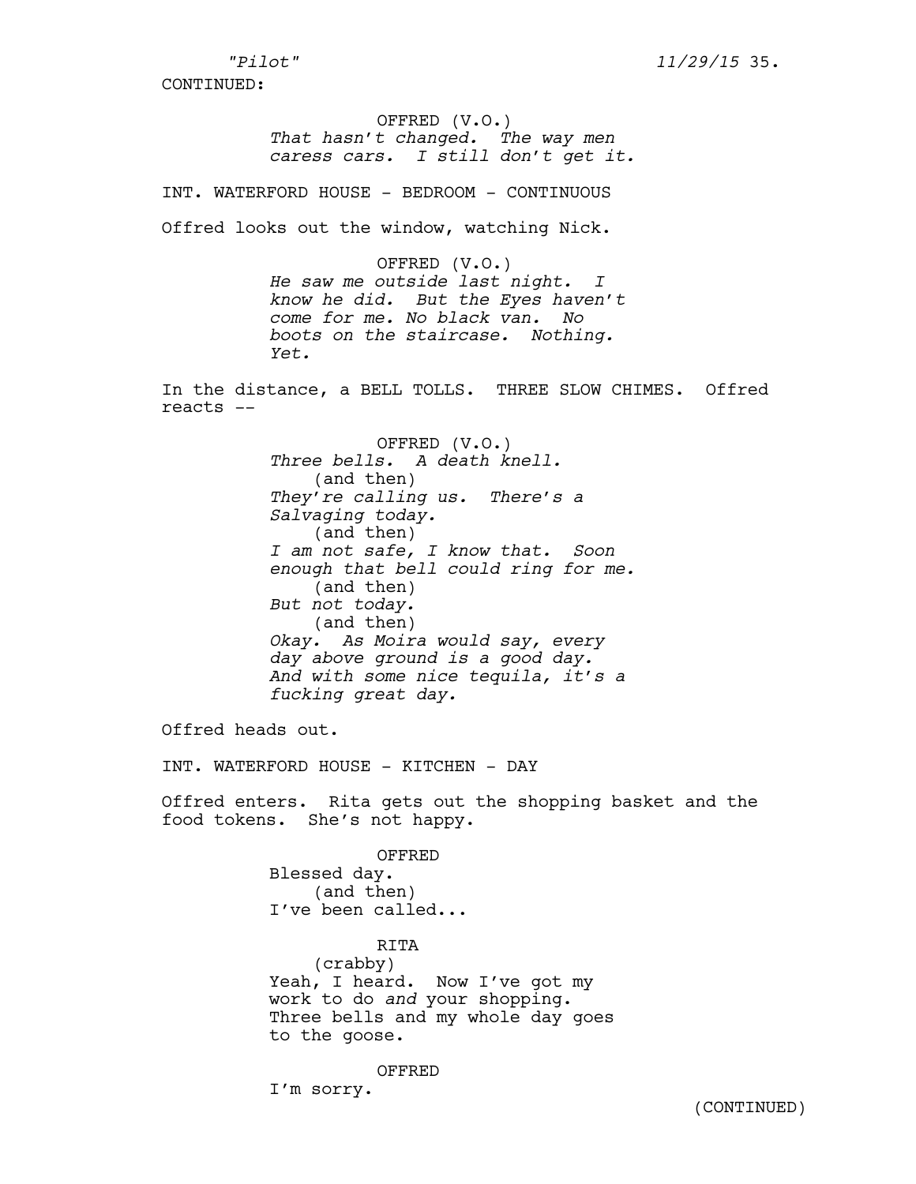CONTINUED:

OFFRED (V.O.)
*That hasn't changed. The way men caress cars. I still don't get it.*

INT. WATERFORD HOUSE - BEDROOM - CONTINUOUS

Offred looks out the window, watching Nick.

OFFRED (V.O.)
*He saw me outside last night. I know he did. But the Eyes haven't come for me. No black van. No boots on the staircase. Nothing. Yet.*

In the distance, a BELL TOLLS. THREE SLOW CHIMES. Offred reacts --

OFFRED (V.O.)
*Three bells. A death knell.*
(and then)
*They're calling us. There's a Salvaging today.*
(and then)
*I am not safe, I know that. Soon enough that bell could ring for me.*
(and then)
*But not today.*
(and then)
*Okay. As Moira would say, every day above ground is a good day. And with some nice tequila, it's a fucking great day.*

Offred heads out.

INT. WATERFORD HOUSE - KITCHEN - DAY

Offred enters. Rita gets out the shopping basket and the food tokens. She's not happy.

OFFRED
Blessed day.
(and then)
I've been called...

RITA
(crabby)
Yeah, I heard. Now I've got my work to do *and* your shopping. Three bells and my whole day goes to the goose.

OFFRED
I'm sorry.

(CONTINUED)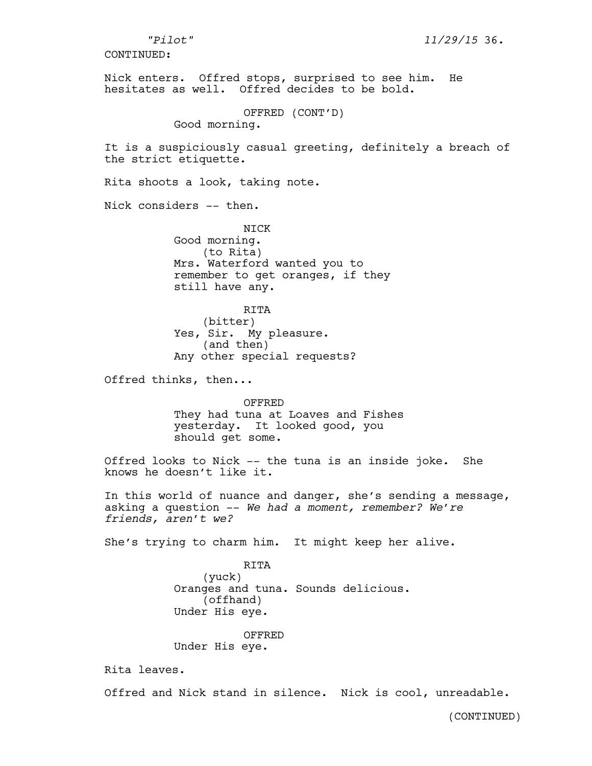CONTINUED:

Nick enters. Offred stops, surprised to see him. He hesitates as well. Offred decides to be bold.

OFFRED (CONT'D)
Good morning.

It is a suspiciously casual greeting, definitely a breach of the strict etiquette.

Rita shoots a look, taking note.

Nick considers -- then.

NICK
Good morning.
(to Rita)
Mrs. Waterford wanted you to remember to get oranges, if they still have any.

RITA
(bitter)
Yes, Sir. My pleasure.
(and then)
Any other special requests?

Offred thinks, then...

OFFRED
They had tuna at Loaves and Fishes yesterday. It looked good, you should get some.

Offred looks to Nick -- the tuna is an inside joke. She knows he doesn't like it.

In this world of nuance and danger, she's sending a message, asking a question -- *We had a moment, remember? We're friends, aren't we?*

She's trying to charm him. It might keep her alive.

RITA
(yuck)
Oranges and tuna. Sounds delicious.
(offhand)
Under His eye.

OFFRED
Under His eye.

Rita leaves.

Offred and Nick stand in silence. Nick is cool, unreadable.

(CONTINUED)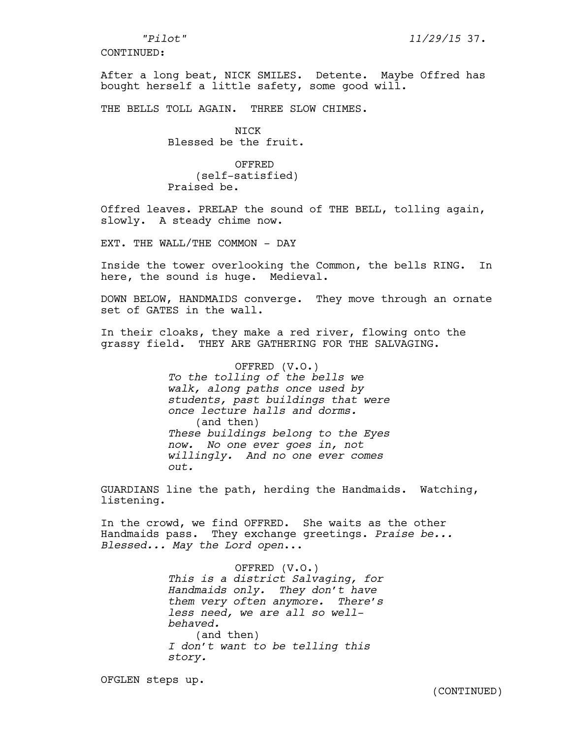CONTINUED:

After a long beat, NICK SMILES. Detente. Maybe Offred has bought herself a little safety, some good will.

THE BELLS TOLL AGAIN. THREE SLOW CHIMES.

NICK
Blessed be the fruit.

OFFRED
(self-satisfied)
Praised be.

Offred leaves. PRELAP the sound of THE BELL, tolling again, slowly. A steady chime now.

EXT. THE WALL/THE COMMON - DAY

Inside the tower overlooking the Common, the bells RING. In here, the sound is huge. Medieval.

DOWN BELOW, HANDMAIDS converge. They move through an ornate set of GATES in the wall.

In their cloaks, they make a red river, flowing onto the grassy field. THEY ARE GATHERING FOR THE SALVAGING.

OFFRED (V.O.)
*To the tolling of the bells we walk, along paths once used by students, past buildings that were once lecture halls and dorms.*
(and then)
*These buildings belong to the Eyes now. No one ever goes in, not willingly. And no one ever comes out.*

GUARDIANS line the path, herding the Handmaids. Watching, listening.

In the crowd, we find OFFRED. She waits as the other Handmaids pass. They exchange greetings. *Praise be... Blessed... May the Lord open*...

OFFRED (V.O.)
*This is a district Salvaging, for Handmaids only. They don't have them very often anymore. There's less need, we are all so well-behaved.*
(and then)
*I don't want to be telling this story.*

OFGLEN steps up.

(CONTINUED)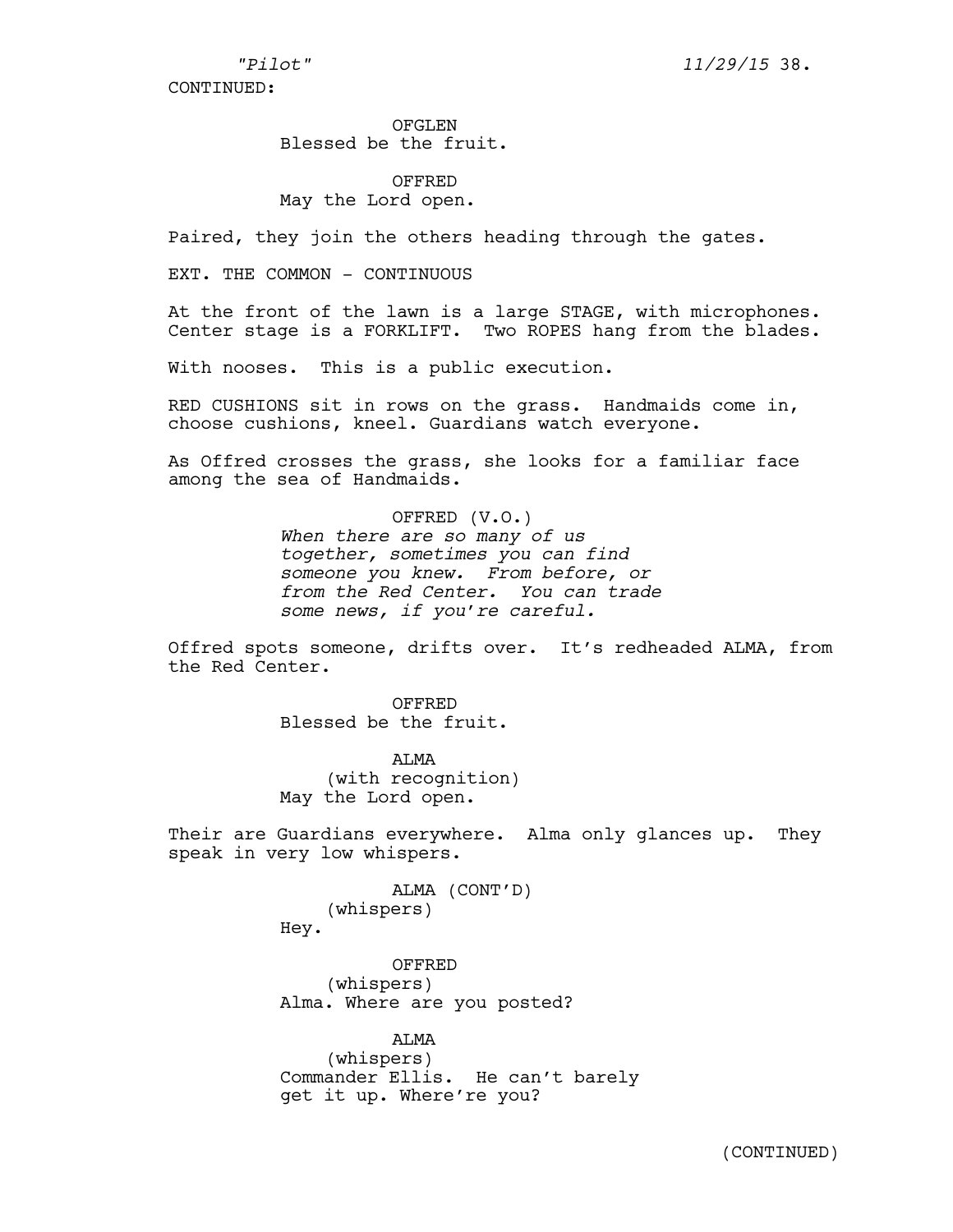CONTINUED:

OFGLEN
Blessed be the fruit.

OFFRED
May the Lord open.

Paired, they join the others heading through the gates.

EXT. THE COMMON - CONTINUOUS

At the front of the lawn is a large STAGE, with microphones. Center stage is a FORKLIFT. Two ROPES hang from the blades.

With nooses. This is a public execution.

RED CUSHIONS sit in rows on the grass. Handmaids come in, choose cushions, kneel. Guardians watch everyone.

As Offred crosses the grass, she looks for a familiar face among the sea of Handmaids.

OFFRED (V.O.)
*When there are so many of us together, sometimes you can find someone you knew. From before, or from the Red Center. You can trade some news, if you're careful.*

Offred spots someone, drifts over. It's redheaded ALMA, from the Red Center.

OFFRED
Blessed be the fruit.

ALMA
(with recognition)
May the Lord open.

Their are Guardians everywhere. Alma only glances up. They speak in very low whispers.

ALMA (CONT'D)
(whispers)
Hey.

OFFRED
(whispers)
Alma. Where are you posted?

ALMA
(whispers)
Commander Ellis. He can't barely get it up. Where're you?

(CONTINUED)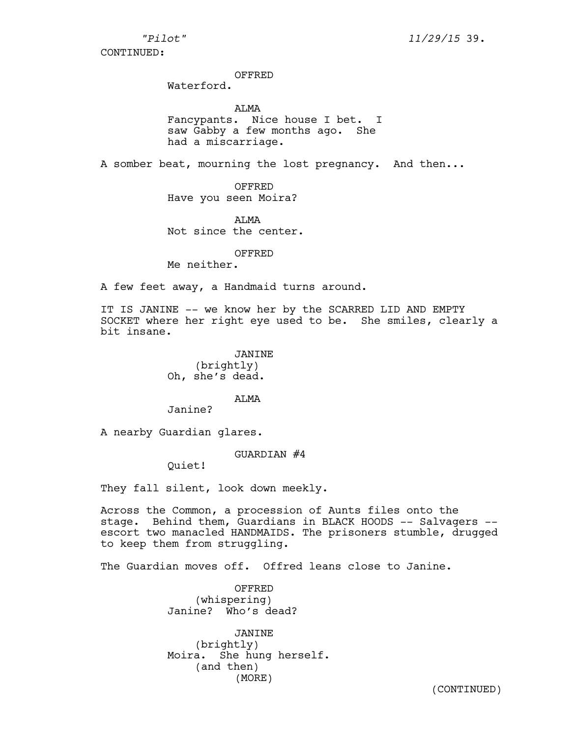CONTINUED:

OFFRED
Waterford.

ALMA
Fancypants. Nice house I bet. I saw Gabby a few months ago. She had a miscarriage.

A somber beat, mourning the lost pregnancy. And then...

OFFRED
Have you seen Moira?

ALMA
Not since the center.

OFFRED
Me neither.

A few feet away, a Handmaid turns around.

IT IS JANINE -- we know her by the SCARRED LID AND EMPTY SOCKET where her right eye used to be. She smiles, clearly a bit insane.

JANINE
(brightly)
Oh, she's dead.

ALMA
Janine?

A nearby Guardian glares.

GUARDIAN #4
Quiet!

They fall silent, look down meekly.

Across the Common, a procession of Aunts files onto the stage. Behind them, Guardians in BLACK HOODS -- Salvagers -- escort two manacled HANDMAIDS. The prisoners stumble, drugged to keep them from struggling.

The Guardian moves off. Offred leans close to Janine.

OFFRED
(whispering)
Janine? Who's dead?

JANINE
(brightly)
Moira. She hung herself.
(and then)
(MORE)

(CONTINUED)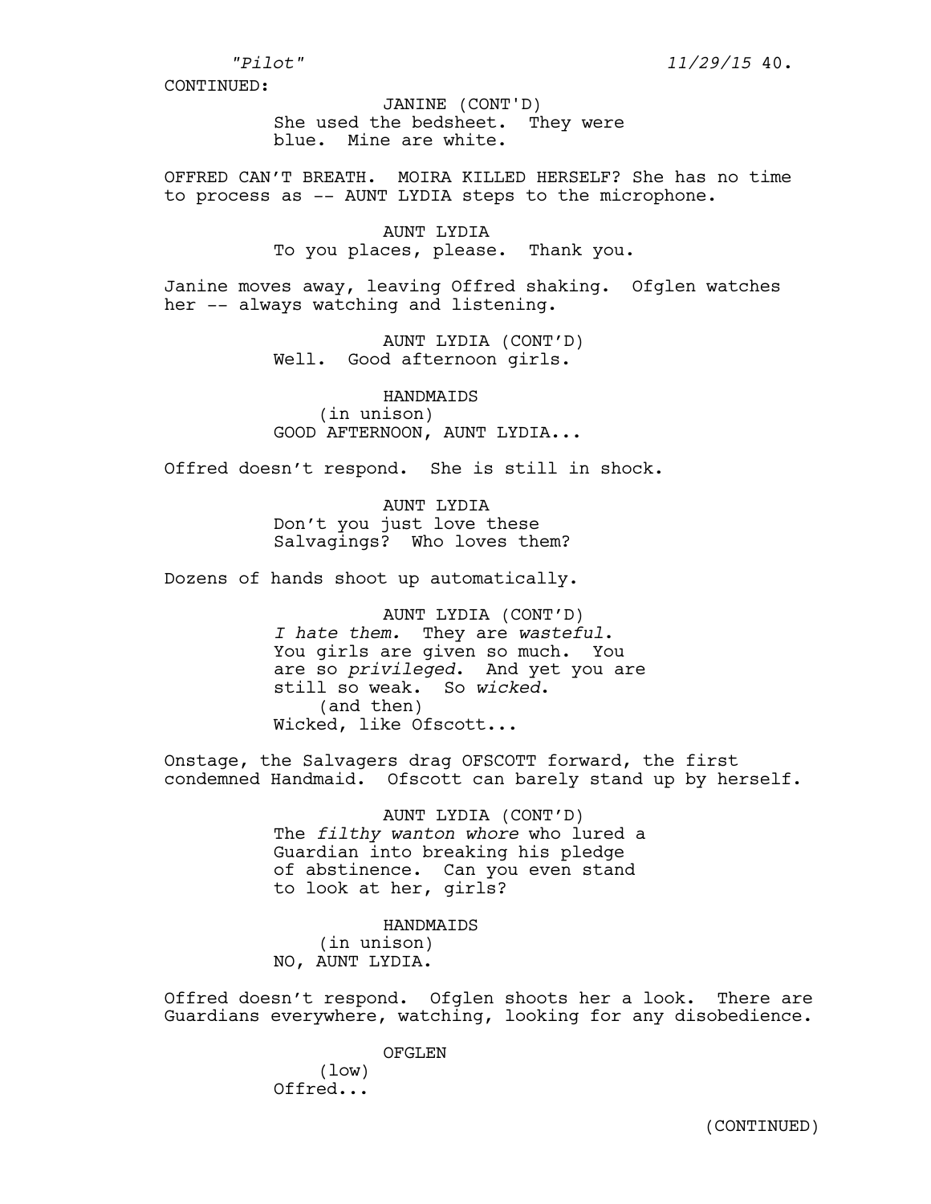CONTINUED:

JANINE (CONT'D)
She used the bedsheet. They were blue. Mine are white.

OFFRED CAN'T BREATH. MOIRA KILLED HERSELF? She has no time to process as -- AUNT LYDIA steps to the microphone.

AUNT LYDIA
To you places, please. Thank you.

Janine moves away, leaving Offred shaking. Ofglen watches her -- always watching and listening.

AUNT LYDIA (CONT'D)
Well. Good afternoon girls.

HANDMAIDS
(in unison)
GOOD AFTERNOON, AUNT LYDIA...

Offred doesn't respond. She is still in shock.

AUNT LYDIA
Don't you just love these Salvagings? Who loves them?

Dozens of hands shoot up automatically.

AUNT LYDIA (CONT'D)
*I hate them.* They are *wasteful*. You girls are given so much. You are so *privileged*. And yet you are still so weak. So *wicked*.
(and then)
Wicked, like Ofscott...

Onstage, the Salvagers drag OFSCOTT forward, the first condemned Handmaid. Ofscott can barely stand up by herself.

AUNT LYDIA (CONT'D)
The *filthy wanton whore* who lured a Guardian into breaking his pledge of abstinence. Can you even stand to look at her, girls?

HANDMAIDS
(in unison)
NO, AUNT LYDIA.

Offred doesn't respond. Ofglen shoots her a look. There are Guardians everywhere, watching, looking for any disobedience.

OFGLEN
(low)
Offred...

(CONTINUED)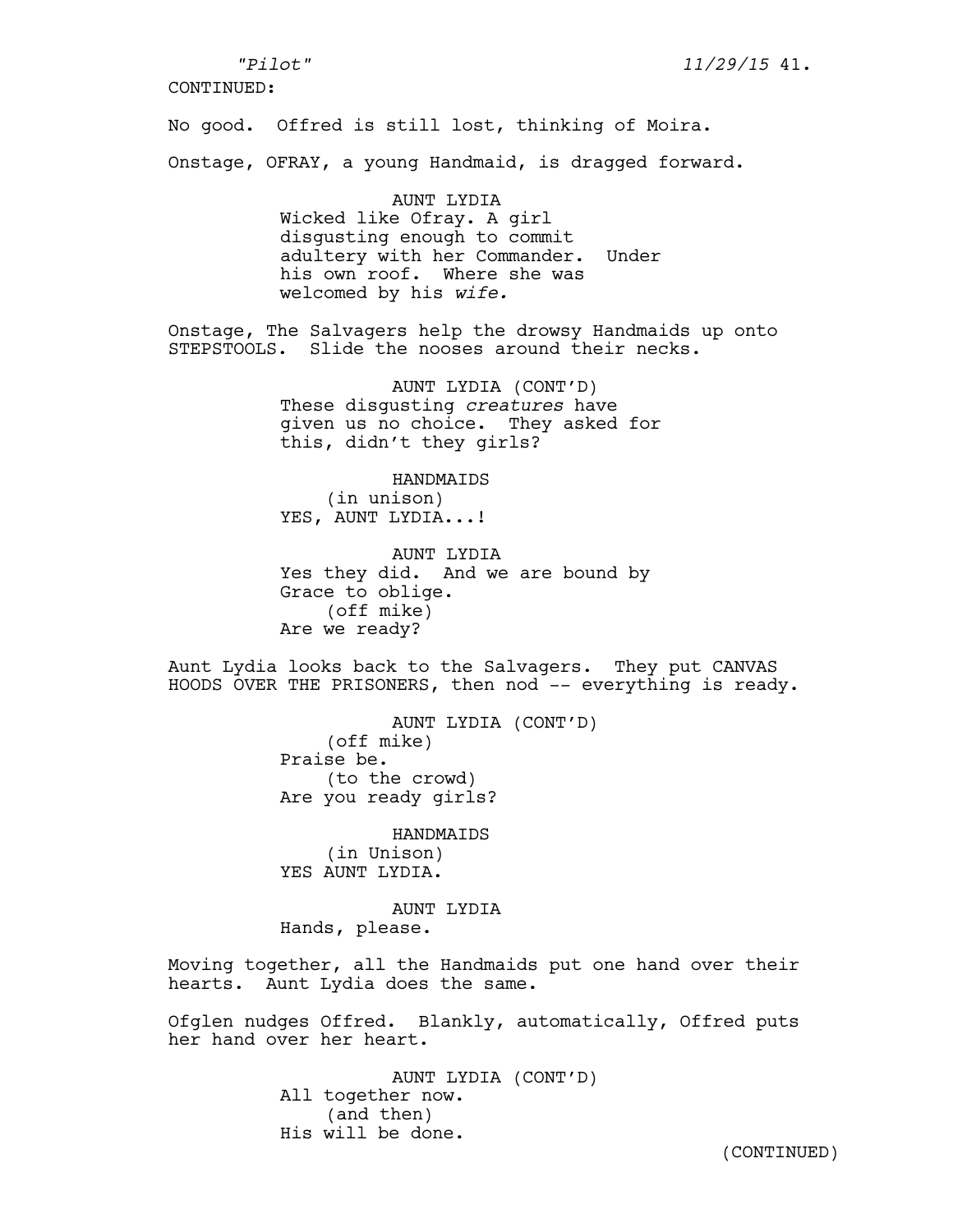CONTINUED:

No good. Offred is still lost, thinking of Moira.

Onstage, OFRAY, a young Handmaid, is dragged forward.

AUNT LYDIA
Wicked like Ofray. A girl disgusting enough to commit adultery with her Commander. Under his own roof. Where she was welcomed by his *wife.*

Onstage, The Salvagers help the drowsy Handmaids up onto STEPSTOOLS. Slide the nooses around their necks.

AUNT LYDIA (CONT'D)
These disgusting *creatures* have given us no choice. They asked for this, didn't they girls?

HANDMAIDS
(in unison)
YES, AUNT LYDIA...!

AUNT LYDIA
Yes they did. And we are bound by Grace to oblige.
(off mike)
Are we ready?

Aunt Lydia looks back to the Salvagers. They put CANVAS HOODS OVER THE PRISONERS, then nod -- everything is ready.

AUNT LYDIA (CONT'D)
(off mike)
Praise be.
(to the crowd)
Are you ready girls?

HANDMAIDS
(in Unison)
YES AUNT LYDIA.

AUNT LYDIA
Hands, please.

Moving together, all the Handmaids put one hand over their hearts. Aunt Lydia does the same.

Ofglen nudges Offred. Blankly, automatically, Offred puts her hand over her heart.

AUNT LYDIA (CONT'D)
All together now.
(and then)
His will be done.

(CONTINUED)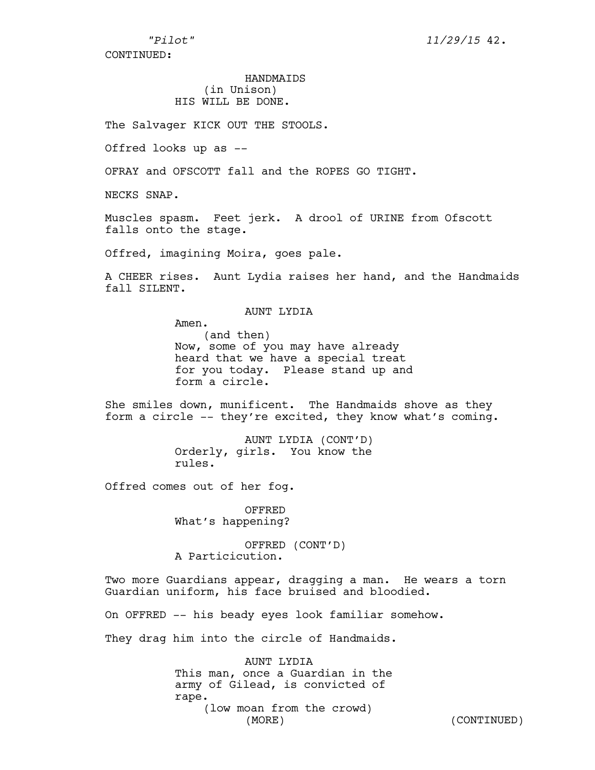CONTINUED:

HANDMAIDS
(in Unison)
HIS WILL BE DONE.

The Salvager KICK OUT THE STOOLS.

Offred looks up as --

OFRAY and OFSCOTT fall and the ROPES GO TIGHT.

NECKS SNAP.

Muscles spasm. Feet jerk. A drool of URINE from Ofscott falls onto the stage.

Offred, imagining Moira, goes pale.

A CHEER rises. Aunt Lydia raises her hand, and the Handmaids fall SILENT.

AUNT LYDIA
Amen.
(and then)
Now, some of you may have already heard that we have a special treat for you today. Please stand up and form a circle.

She smiles down, munificent. The Handmaids shove as they form a circle -- they're excited, they know what's coming.

AUNT LYDIA (CONT'D)
Orderly, girls. You know the rules.

Offred comes out of her fog.

OFFRED
What's happening?

OFFRED (CONT'D)
A Particicution.

Two more Guardians appear, dragging a man. He wears a torn Guardian uniform, his face bruised and bloodied.

On OFFRED -- his beady eyes look familiar somehow.

They drag him into the circle of Handmaids.

AUNT LYDIA
This man, once a Guardian in the army of Gilead, is convicted of rape.
(low moan from the crowd)
(MORE)

(CONTINUED)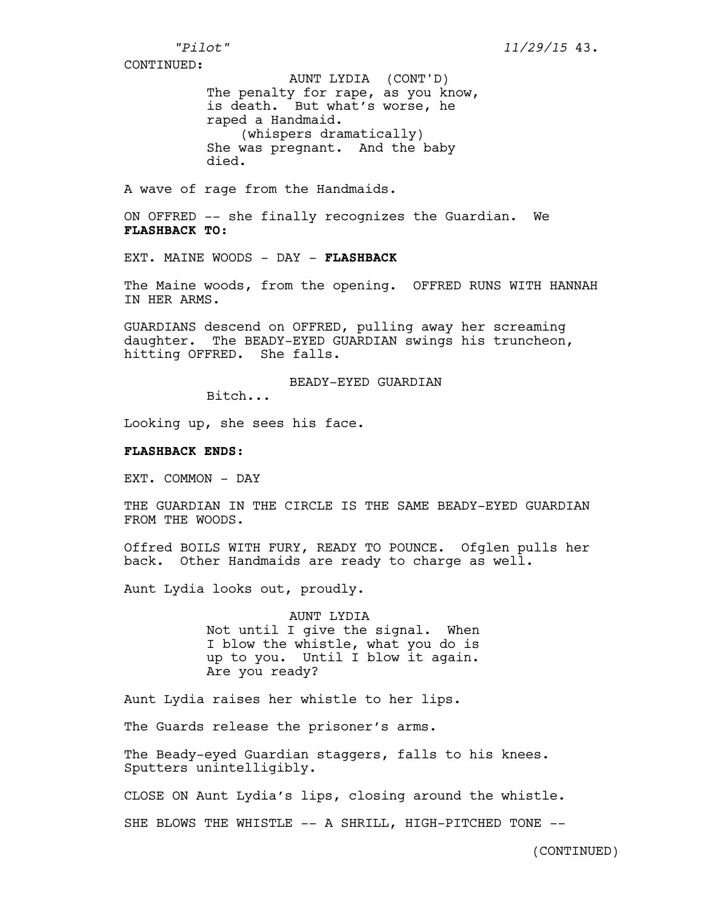CONTINUED:

AUNT LYDIA (CONT'D)
The penalty for rape, as you know, is death. But what's worse, he raped a Handmaid.
(whispers dramatically)
She was pregnant. And the baby died.

A wave of rage from the Handmaids.

ON OFFRED -- she finally recognizes the Guardian. We **FLASHBACK TO:**

EXT. MAINE WOODS - DAY - **FLASHBACK**

The Maine woods, from the opening. OFFRED RUNS WITH HANNAH IN HER ARMS.

GUARDIANS descend on OFFRED, pulling away her screaming daughter. The BEADY-EYED GUARDIAN swings his truncheon, hitting OFFRED. She falls.

BEADY-EYED GUARDIAN
Bitch...

Looking up, she sees his face.

**FLASHBACK ENDS:**

EXT. COMMON - DAY

THE GUARDIAN IN THE CIRCLE IS THE SAME BEADY-EYED GUARDIAN FROM THE WOODS.

Offred BOILS WITH FURY, READY TO POUNCE. Ofglen pulls her back. Other Handmaids are ready to charge as well.

Aunt Lydia looks out, proudly.

AUNT LYDIA
Not until I give the signal. When I blow the whistle, what you do is up to you. Until I blow it again. Are you ready?

Aunt Lydia raises her whistle to her lips.

The Guards release the prisoner's arms.

The Beady-eyed Guardian staggers, falls to his knees. Sputters unintelligibly.

CLOSE ON Aunt Lydia's lips, closing around the whistle.

SHE BLOWS THE WHISTLE -- A SHRILL, HIGH-PITCHED TONE --

(CONTINUED)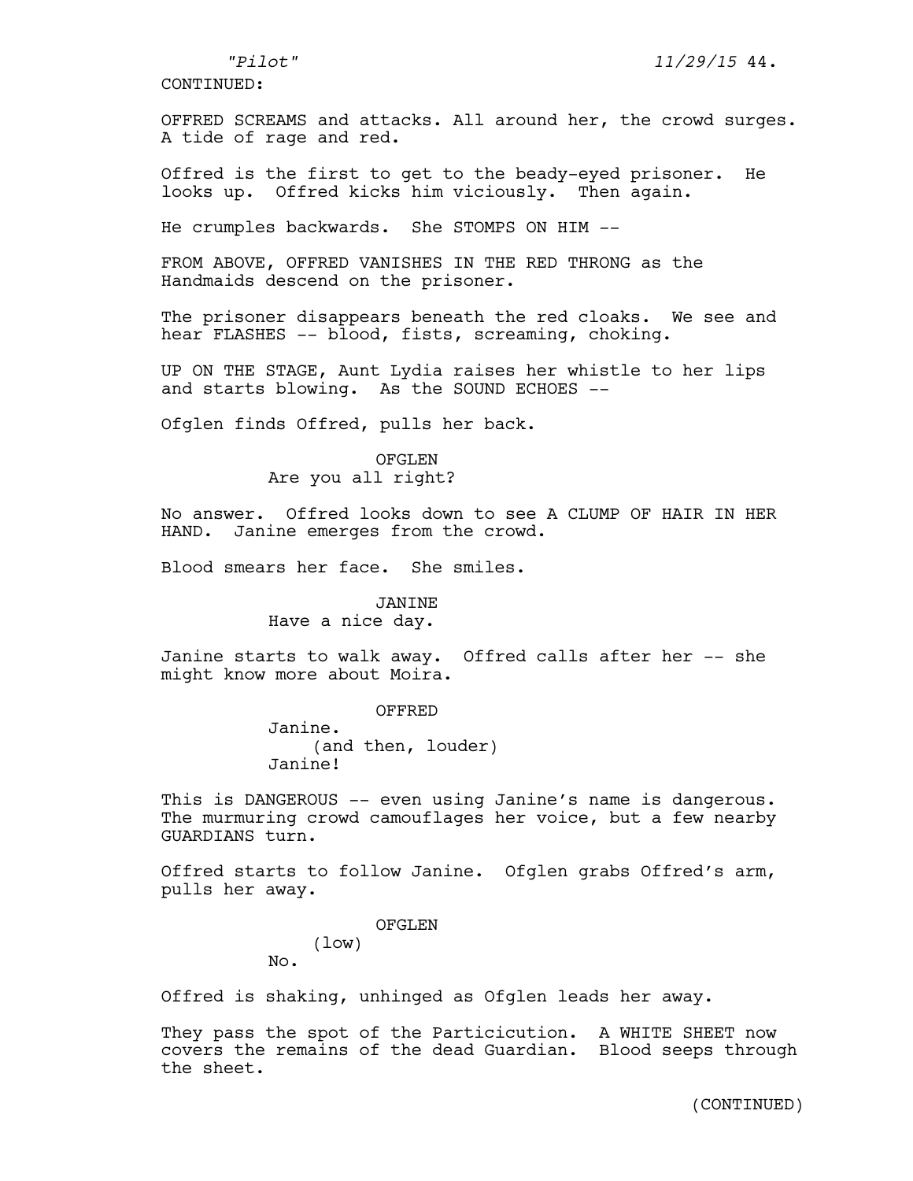CONTINUED:

OFFRED SCREAMS and attacks. All around her, the crowd surges. A tide of rage and red.

Offred is the first to get to the beady-eyed prisoner. He looks up. Offred kicks him viciously. Then again.

He crumples backwards. She STOMPS ON HIM --

FROM ABOVE, OFFRED VANISHES IN THE RED THRONG as the Handmaids descend on the prisoner.

The prisoner disappears beneath the red cloaks. We see and hear FLASHES -- blood, fists, screaming, choking.

UP ON THE STAGE, Aunt Lydia raises her whistle to her lips and starts blowing. As the SOUND ECHOES --

Ofglen finds Offred, pulls her back.

OFGLEN
Are you all right?

No answer. Offred looks down to see A CLUMP OF HAIR IN HER HAND. Janine emerges from the crowd.

Blood smears her face. She smiles.

JANINE
Have a nice day.

Janine starts to walk away. Offred calls after her -- she might know more about Moira.

OFFRED
Janine.
(and then, louder)
Janine!

This is DANGEROUS -- even using Janine's name is dangerous. The murmuring crowd camouflages her voice, but a few nearby GUARDIANS turn.

Offred starts to follow Janine. Ofglen grabs Offred's arm, pulls her away.

OFGLEN
(low)
No.

Offred is shaking, unhinged as Ofglen leads her away.

They pass the spot of the Particicution. A WHITE SHEET now covers the remains of the dead Guardian. Blood seeps through the sheet.

(CONTINUED)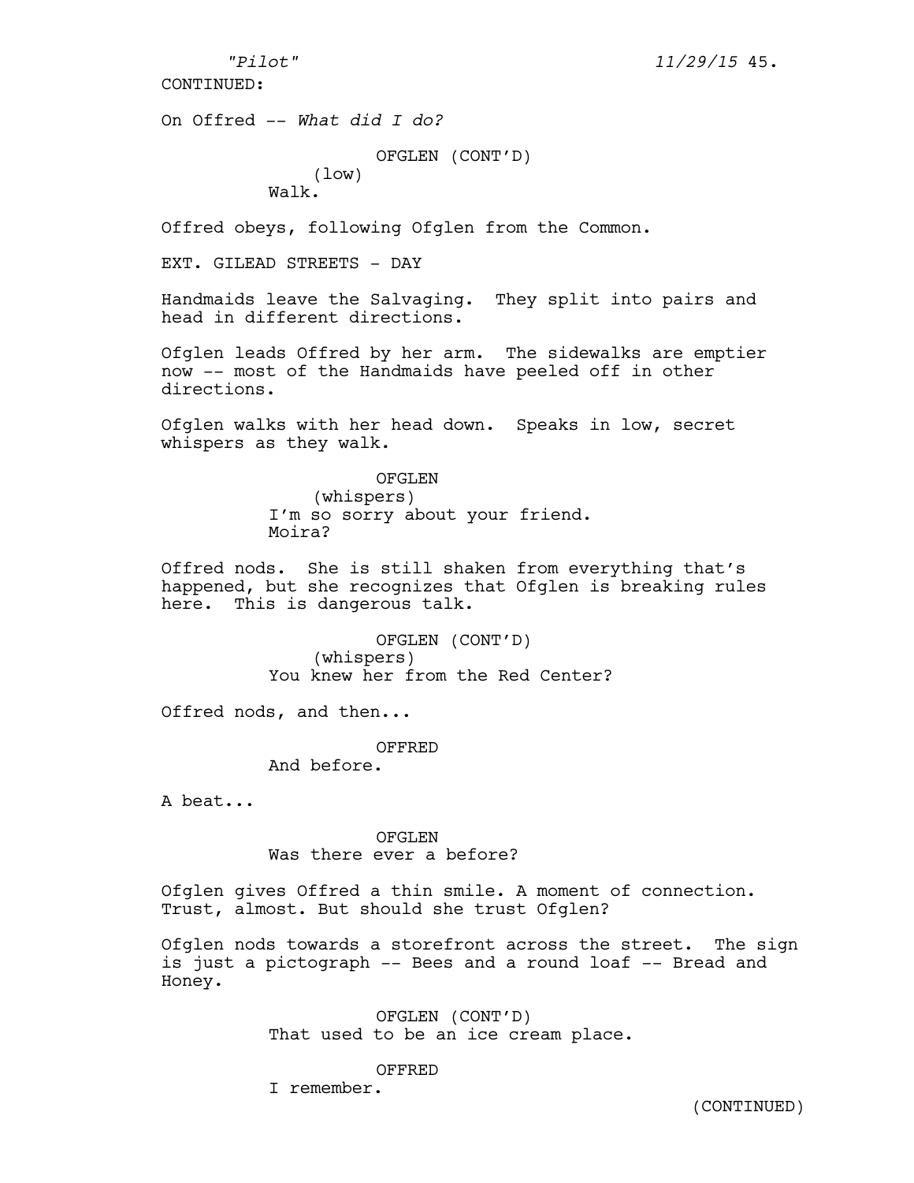CONTINUED:

On Offred -- *What did I do?*

OFGLEN (CONT'D)
(low)
Walk.

Offred obeys, following Ofglen from the Common.

EXT. GILEAD STREETS - DAY

Handmaids leave the Salvaging. They split into pairs and head in different directions.

Ofglen leads Offred by her arm. The sidewalks are emptier now -- most of the Handmaids have peeled off in other directions.

Ofglen walks with her head down. Speaks in low, secret whispers as they walk.

OFGLEN
(whispers)
I'm so sorry about your friend. Moira?

Offred nods. She is still shaken from everything that's happened, but she recognizes that Ofglen is breaking rules here. This is dangerous talk.

OFGLEN (CONT'D)
(whispers)
You knew her from the Red Center?

Offred nods, and then...

OFFRED
And before.

A beat...

OFGLEN
Was there ever a before?

Ofglen gives Offred a thin smile. A moment of connection. Trust, almost. But should she trust Ofglen?

Ofglen nods towards a storefront across the street. The sign is just a pictograph -- Bees and a round loaf -- Bread and Honey.

OFGLEN (CONT'D)
That used to be an ice cream place.

OFFRED
I remember.

(CONTINUED)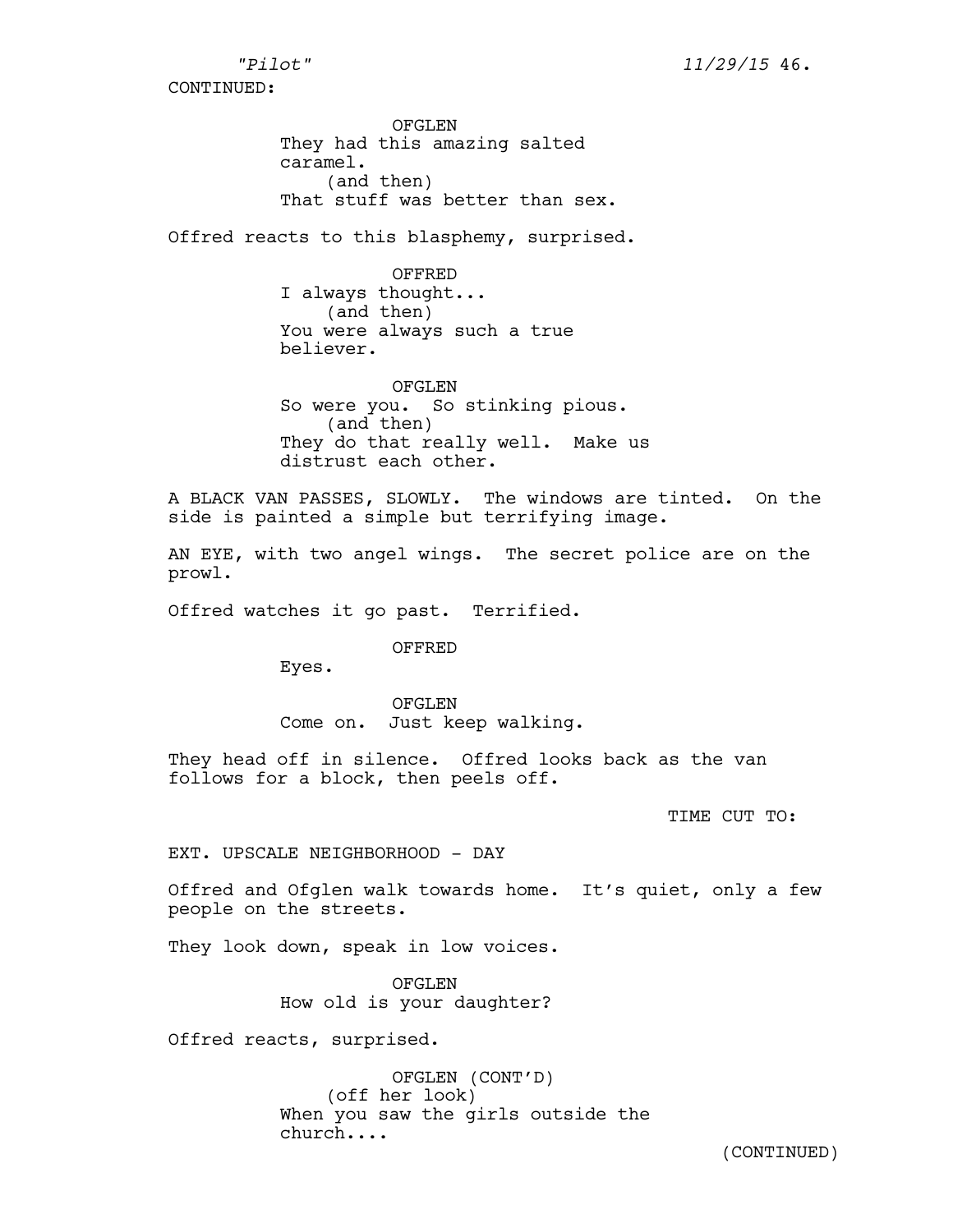CONTINUED:

OFGLEN
They had this amazing salted caramel.
(and then)
That stuff was better than sex.

Offred reacts to this blasphemy, surprised.

OFFRED
I always thought...
(and then)
You were always such a true believer.

OFGLEN
So were you. So stinking pious.
(and then)
They do that really well. Make us distrust each other.

A BLACK VAN PASSES, SLOWLY. The windows are tinted. On the side is painted a simple but terrifying image.

AN EYE, with two angel wings. The secret police are on the prowl.

Offred watches it go past. Terrified.

OFFRED
Eyes.

OFGLEN
Come on. Just keep walking.

They head off in silence. Offred looks back as the van follows for a block, then peels off.

TIME CUT TO:

EXT. UPSCALE NEIGHBORHOOD - DAY

Offred and Ofglen walk towards home. It's quiet, only a few people on the streets.

They look down, speak in low voices.

OFGLEN
How old is your daughter?

Offred reacts, surprised.

OFGLEN (CONT'D)
(off her look)
When you saw the girls outside the church....

(CONTINUED)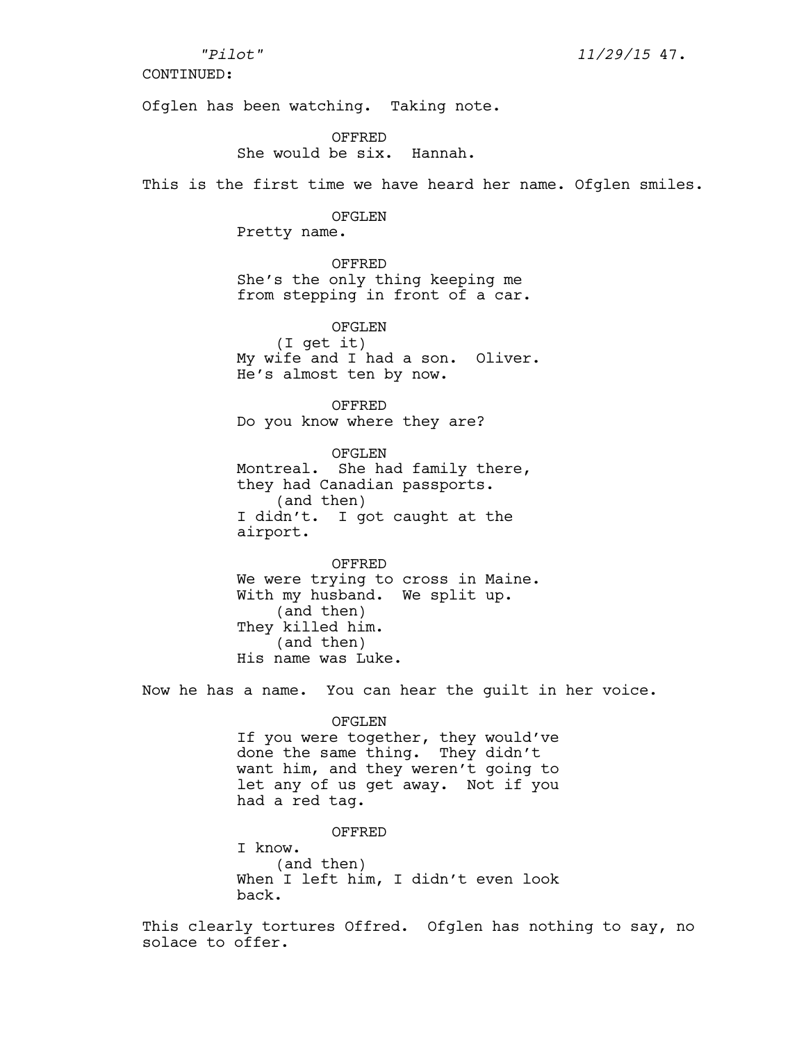CONTINUED:

Ofglen has been watching. Taking note.

OFFRED
She would be six. Hannah.

This is the first time we have heard her name. Ofglen smiles.

OFGLEN
Pretty name.

OFFRED
She's the only thing keeping me from stepping in front of a car.

OFGLEN
(I get it)
My wife and I had a son. Oliver. He's almost ten by now.

OFFRED
Do you know where they are?

OFGLEN
Montreal. She had family there, they had Canadian passports.
(and then)
I didn't. I got caught at the airport.

OFFRED
We were trying to cross in Maine. With my husband. We split up.
(and then)
They killed him.
(and then)
His name was Luke.

Now he has a name. You can hear the guilt in her voice.

OFGLEN
If you were together, they would've done the same thing. They didn't want him, and they weren't going to let any of us get away. Not if you had a red tag.

OFFRED
I know.
(and then)
When I left him, I didn't even look back.

This clearly tortures Offred. Ofglen has nothing to say, no solace to offer.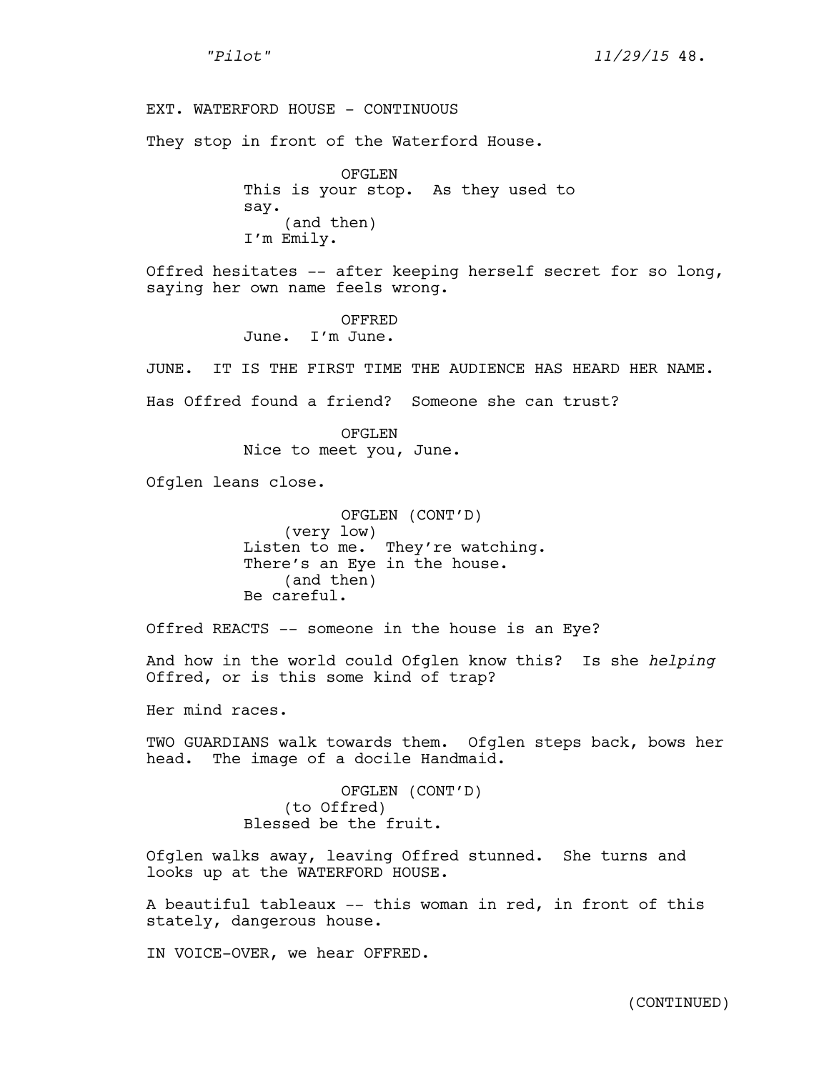EXT. WATERFORD HOUSE - CONTINUOUS

They stop in front of the Waterford House.

OFGLEN
This is your stop. As they used to say.
(and then)
I'm Emily.

Offred hesitates -- after keeping herself secret for so long, saying her own name feels wrong.

OFFRED
June. I'm June.

JUNE. IT IS THE FIRST TIME THE AUDIENCE HAS HEARD HER NAME.

Has Offred found a friend? Someone she can trust?

OFGLEN
Nice to meet you, June.

Ofglen leans close.

OFGLEN (CONT'D)
(very low)
Listen to me. They're watching. There's an Eye in the house.
(and then)
Be careful.

Offred REACTS -- someone in the house is an Eye?

And how in the world could Ofglen know this? Is she *helping* Offred, or is this some kind of trap?

Her mind races.

TWO GUARDIANS walk towards them. Ofglen steps back, bows her head. The image of a docile Handmaid.

OFGLEN (CONT'D)
(to Offred)
Blessed be the fruit.

Ofglen walks away, leaving Offred stunned. She turns and looks up at the WATERFORD HOUSE.

A beautiful tableaux -- this woman in red, in front of this stately, dangerous house.

IN VOICE-OVER, we hear OFFRED.

(CONTINUED)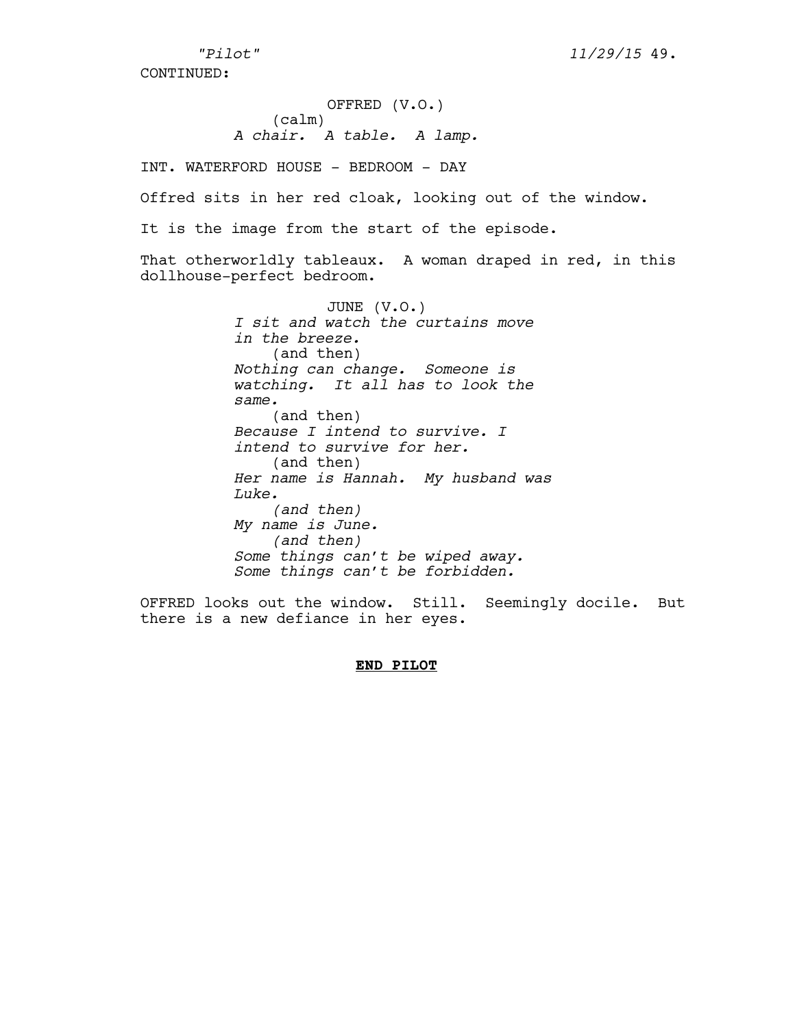CONTINUED:

OFFRED (V.O.)
(calm)
*A chair. A table. A lamp.*

INT. WATERFORD HOUSE - BEDROOM - DAY

Offred sits in her red cloak, looking out of the window.

It is the image from the start of the episode.

That otherworldly tableaux. A woman draped in red, in this dollhouse-perfect bedroom.

JUNE (V.O.)
*I sit and watch the curtains move in the breeze.*
(and then)
*Nothing can change. Someone is watching. It all has to look the same.*
(and then)
*Because I intend to survive. I intend to survive for her.*
(and then)
*Her name is Hannah. My husband was Luke.*
*(and then)*
*My name is June.*
*(and then)*
*Some things can't be wiped away. Some things can't be forbidden.*

OFFRED looks out the window. Still. Seemingly docile. But there is a new defiance in her eyes.

**END PILOT**